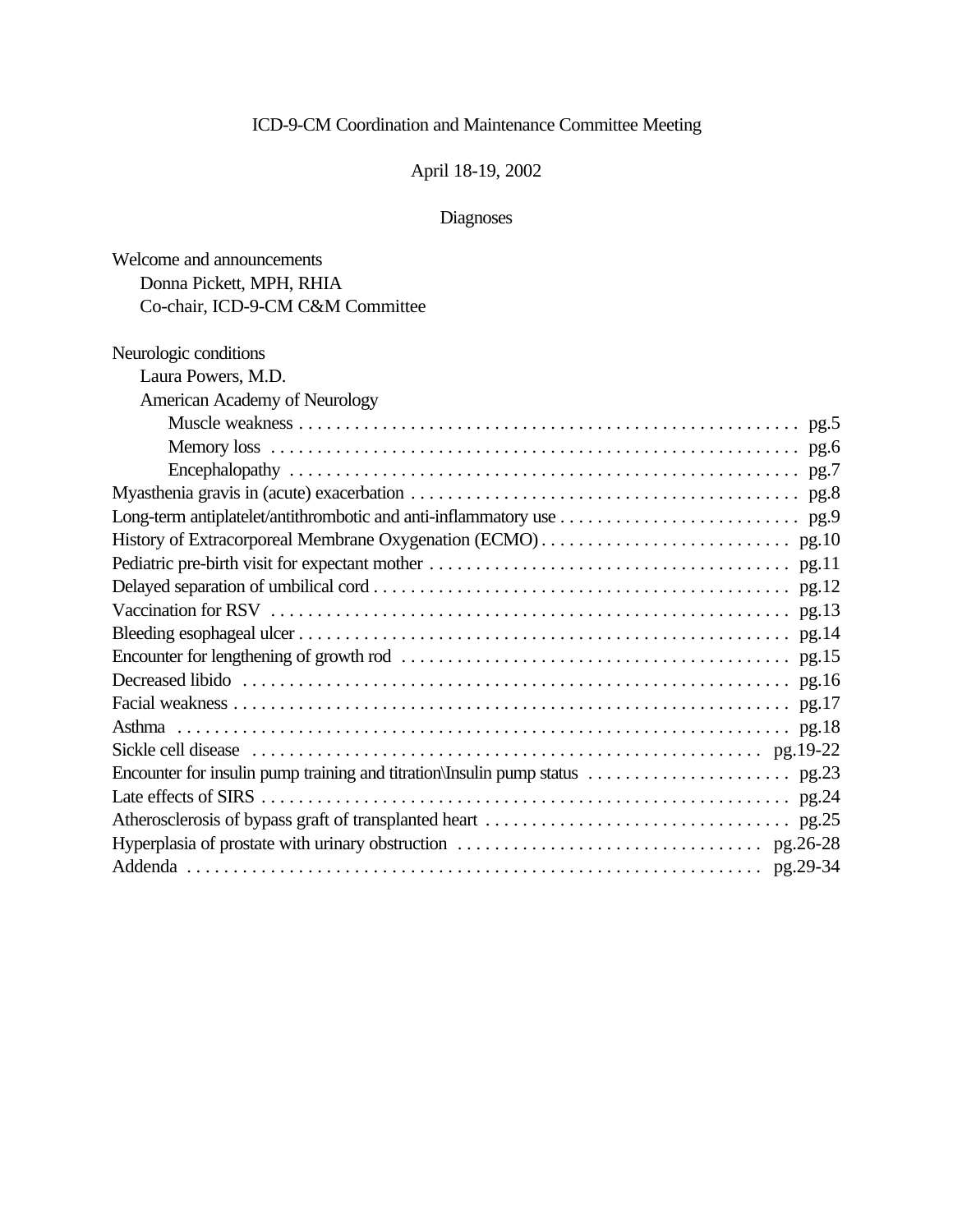# ICD-9-CM Coordination and Maintenance Committee Meeting

April 18-19, 2002

## Diagnoses

Welcome and announcements
  Donna Pickett, MPH, RHIA
  Co-chair, ICD-9-CM C&M Committee

Neurologic conditions
  Laura Powers, M.D.
  American Academy of Neurology
    Muscle weakness . . . . . . . . . . . . . . . . . . . . . . . . . . . . . . . . . . . . . . . . . . . . . . . . . . . . . pg.5
    Memory loss . . . . . . . . . . . . . . . . . . . . . . . . . . . . . . . . . . . . . . . . . . . . . . . . . . . . . . . . pg.6
    Encephalopathy . . . . . . . . . . . . . . . . . . . . . . . . . . . . . . . . . . . . . . . . . . . . . . . . . . . . . pg.7

Myasthenia gravis in (acute) exacerbation . . . . . . . . . . . . . . . . . . . . . . . . . . . . . . . . . . . . . . . . . pg.8
Long-term antiplatelet/antithrombotic and anti-inflammatory use . . . . . . . . . . . . . . . . . . . . . . . . . . pg.9
History of Extracorporeal Membrane Oxygenation (ECMO) . . . . . . . . . . . . . . . . . . . . . . . . . . . pg.10
Pediatric pre-birth visit for expectant mother . . . . . . . . . . . . . . . . . . . . . . . . . . . . . . . . . . . . . . . pg.11
Delayed separation of umbilical cord . . . . . . . . . . . . . . . . . . . . . . . . . . . . . . . . . . . . . . . . . . . . . pg.12
Vaccination for RSV . . . . . . . . . . . . . . . . . . . . . . . . . . . . . . . . . . . . . . . . . . . . . . . . . . . . . . . pg.13
Bleeding esophageal ulcer . . . . . . . . . . . . . . . . . . . . . . . . . . . . . . . . . . . . . . . . . . . . . . . . . . . . pg.14
Encounter for lengthening of growth rod . . . . . . . . . . . . . . . . . . . . . . . . . . . . . . . . . . . . . . . . . pg.15
Decreased libido . . . . . . . . . . . . . . . . . . . . . . . . . . . . . . . . . . . . . . . . . . . . . . . . . . . . . . . . . . pg.16
Facial weakness . . . . . . . . . . . . . . . . . . . . . . . . . . . . . . . . . . . . . . . . . . . . . . . . . . . . . . . . . . . pg.17
Asthma . . . . . . . . . . . . . . . . . . . . . . . . . . . . . . . . . . . . . . . . . . . . . . . . . . . . . . . . . . . . . . . . . pg.18
Sickle cell disease . . . . . . . . . . . . . . . . . . . . . . . . . . . . . . . . . . . . . . . . . . . . . . . . . . . . . . . pg.19-22
Encounter for insulin pump training and titration\Insulin pump status . . . . . . . . . . . . . . . . . . . . . . pg.23
Late effects of SIRS . . . . . . . . . . . . . . . . . . . . . . . . . . . . . . . . . . . . . . . . . . . . . . . . . . . . . . . . . pg.24
Atherosclerosis of bypass graft of transplanted heart . . . . . . . . . . . . . . . . . . . . . . . . . . . . . . . . . pg.25
Hyperplasia of prostate with urinary obstruction . . . . . . . . . . . . . . . . . . . . . . . . . . . . . . . . . pg.26-28
Addenda . . . . . . . . . . . . . . . . . . . . . . . . . . . . . . . . . . . . . . . . . . . . . . . . . . . . . . . . . . . . . pg.29-34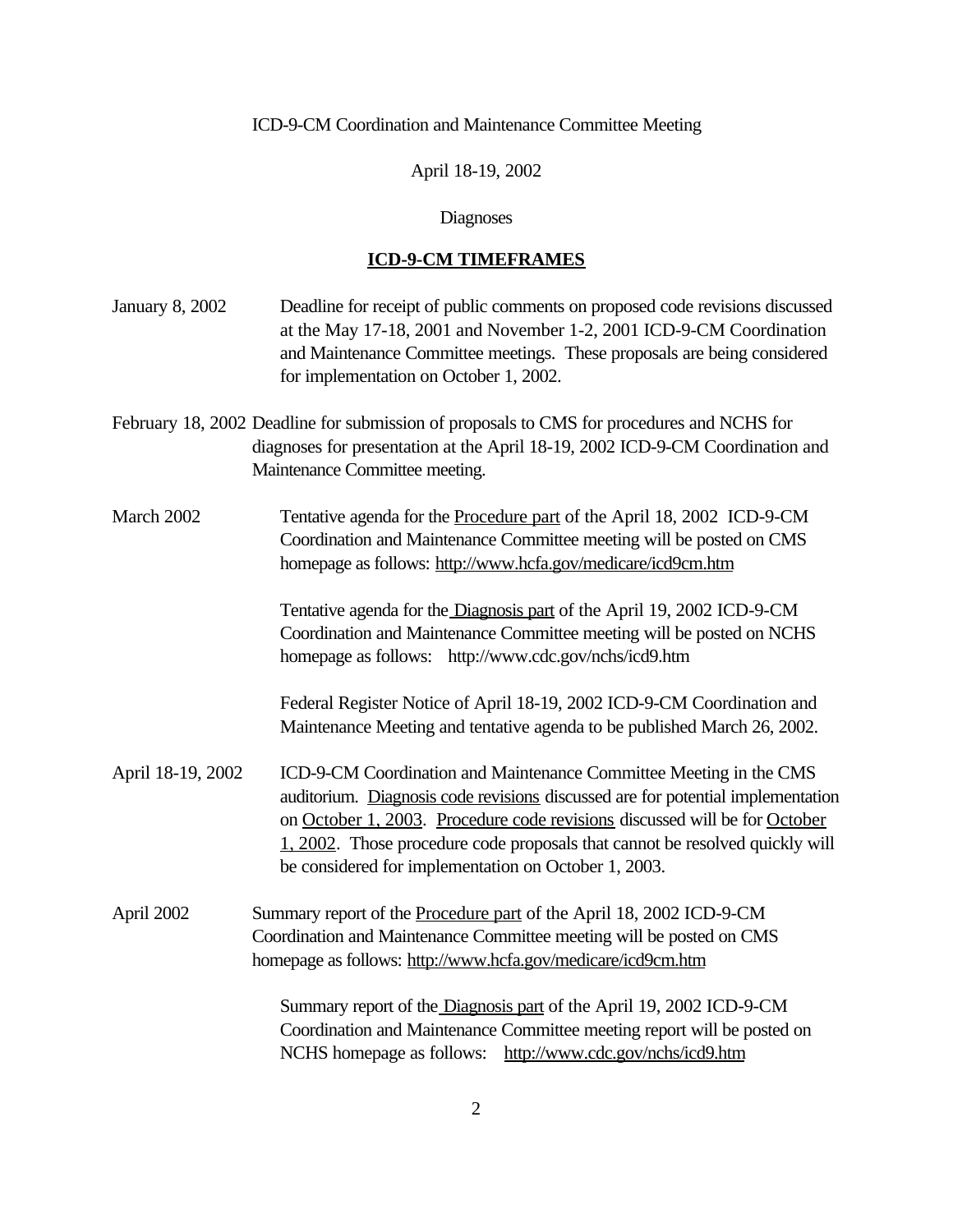ICD-9-CM Coordination and Maintenance Committee Meeting

April 18-19, 2002

Diagnoses

## ICD-9-CM TIMEFRAMES

January 8, 2002 — Deadline for receipt of public comments on proposed code revisions discussed at the May 17-18, 2001 and November 1-2, 2001 ICD-9-CM Coordination and Maintenance Committee meetings. These proposals are being considered for implementation on October 1, 2002.

February 18, 2002 — Deadline for submission of proposals to CMS for procedures and NCHS for diagnoses for presentation at the April 18-19, 2002 ICD-9-CM Coordination and Maintenance Committee meeting.

March 2002 — Tentative agenda for the Procedure part of the April 18, 2002 ICD-9-CM Coordination and Maintenance Committee meeting will be posted on CMS homepage as follows: http://www.hcfa.gov/medicare/icd9cm.htm

Tentative agenda for the Diagnosis part of the April 19, 2002 ICD-9-CM Coordination and Maintenance Committee meeting will be posted on NCHS homepage as follows: http://www.cdc.gov/nchs/icd9.htm

Federal Register Notice of April 18-19, 2002 ICD-9-CM Coordination and Maintenance Meeting and tentative agenda to be published March 26, 2002.

April 18-19, 2002 — ICD-9-CM Coordination and Maintenance Committee Meeting in the CMS auditorium. Diagnosis code revisions discussed are for potential implementation on October 1, 2003. Procedure code revisions discussed will be for October 1, 2002. Those procedure code proposals that cannot be resolved quickly will be considered for implementation on October 1, 2003.

April 2002 — Summary report of the Procedure part of the April 18, 2002 ICD-9-CM Coordination and Maintenance Committee meeting will be posted on CMS homepage as follows: http://www.hcfa.gov/medicare/icd9cm.htm

Summary report of the Diagnosis part of the April 19, 2002 ICD-9-CM Coordination and Maintenance Committee meeting report will be posted on NCHS homepage as follows: http://www.cdc.gov/nchs/icd9.htm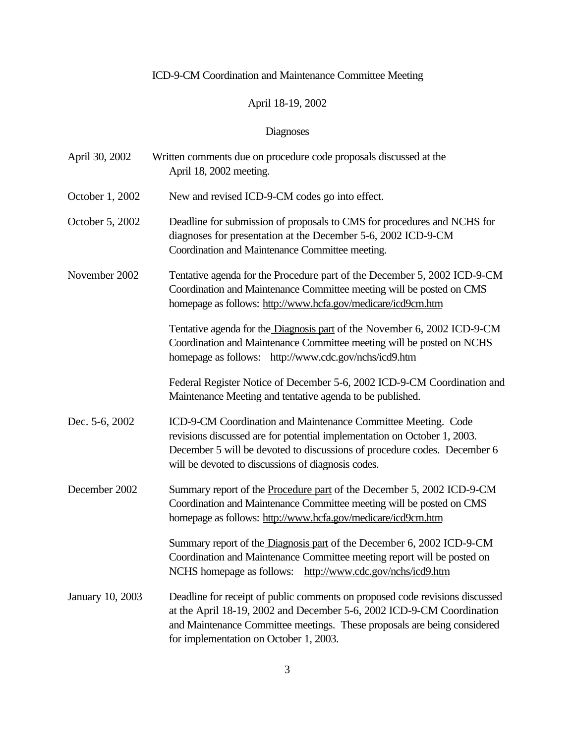ICD-9-CM Coordination and Maintenance Committee Meeting

April 18-19, 2002

Diagnoses

| | |
|---|---|
| April 30, 2002 | Written comments due on procedure code proposals discussed at the April 18, 2002 meeting. |
| October 1, 2002 | New and revised ICD-9-CM codes go into effect. |
| October 5, 2002 | Deadline for submission of proposals to CMS for procedures and NCHS for diagnoses for presentation at the December 5-6, 2002 ICD-9-CM Coordination and Maintenance Committee meeting. |
| November 2002 | Tentative agenda for the Procedure part of the December 5, 2002 ICD-9-CM Coordination and Maintenance Committee meeting will be posted on CMS homepage as follows: http://www.hcfa.gov/medicare/icd9cm.htm |
| | Tentative agenda for the Diagnosis part of the November 6, 2002 ICD-9-CM Coordination and Maintenance Committee meeting will be posted on NCHS homepage as follows: http://www.cdc.gov/nchs/icd9.htm |
| | Federal Register Notice of December 5-6, 2002 ICD-9-CM Coordination and Maintenance Meeting and tentative agenda to be published. |
| Dec. 5-6, 2002 | ICD-9-CM Coordination and Maintenance Committee Meeting. Code revisions discussed are for potential implementation on October 1, 2003. December 5 will be devoted to discussions of procedure codes. December 6 will be devoted to discussions of diagnosis codes. |
| December 2002 | Summary report of the Procedure part of the December 5, 2002 ICD-9-CM Coordination and Maintenance Committee meeting will be posted on CMS homepage as follows: http://www.hcfa.gov/medicare/icd9cm.htm |
| | Summary report of the Diagnosis part of the December 6, 2002 ICD-9-CM Coordination and Maintenance Committee meeting report will be posted on NCHS homepage as follows: http://www.cdc.gov/nchs/icd9.htm |
| January 10, 2003 | Deadline for receipt of public comments on proposed code revisions discussed at the April 18-19, 2002 and December 5-6, 2002 ICD-9-CM Coordination and Maintenance Committee meetings. These proposals are being considered for implementation on October 1, 2003. |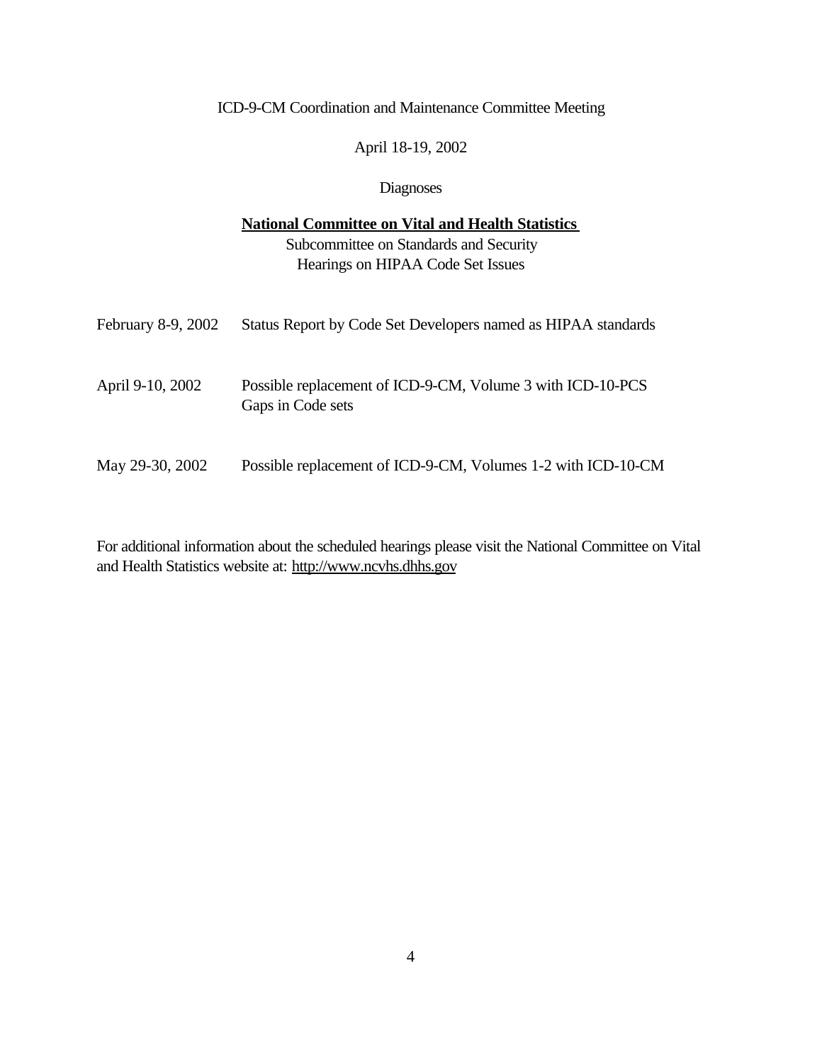ICD-9-CM Coordination and Maintenance Committee Meeting

April 18-19, 2002

Diagnoses

**National Committee on Vital and Health Statistics**

Subcommittee on Standards and Security
Hearings on HIPAA Code Set Issues

| | |
|---|---|
| February 8-9, 2002 | Status Report by Code Set Developers named as HIPAA standards |
| April 9-10, 2002 | Possible replacement of ICD-9-CM, Volume 3 with ICD-10-PCS<br>Gaps in Code sets |
| May 29-30, 2002 | Possible replacement of ICD-9-CM, Volumes 1-2 with ICD-10-CM |

For additional information about the scheduled hearings please visit the National Committee on Vital and Health Statistics website at: http://www.ncvhs.dhhs.gov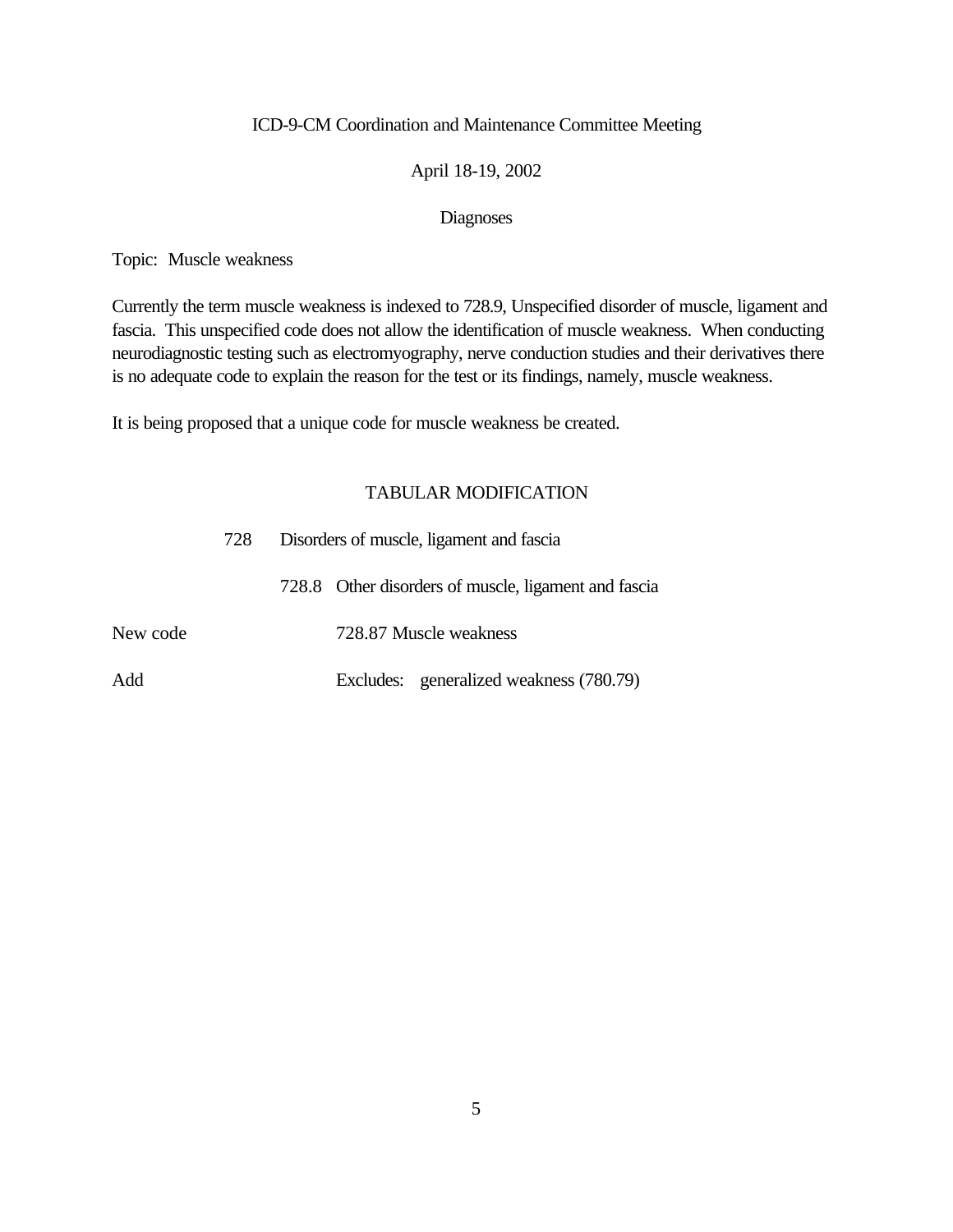ICD-9-CM Coordination and Maintenance Committee Meeting

April 18-19, 2002

Diagnoses

Topic: Muscle weakness

Currently the term muscle weakness is indexed to 728.9, Unspecified disorder of muscle, ligament and fascia. This unspecified code does not allow the identification of muscle weakness. When conducting neurodiagnostic testing such as electromyography, nerve conduction studies and their derivatives there is no adequate code to explain the reason for the test or its findings, namely, muscle weakness.

It is being proposed that a unique code for muscle weakness be created.

TABULAR MODIFICATION

| | | | |
|---|---|---|---|
| | 728 | Disorders of muscle, ligament and fascia | |
| | | 728.8 | Other disorders of muscle, ligament and fascia |
| New code | | | 728.87 Muscle weakness |
| Add | | | Excludes: generalized weakness (780.79) |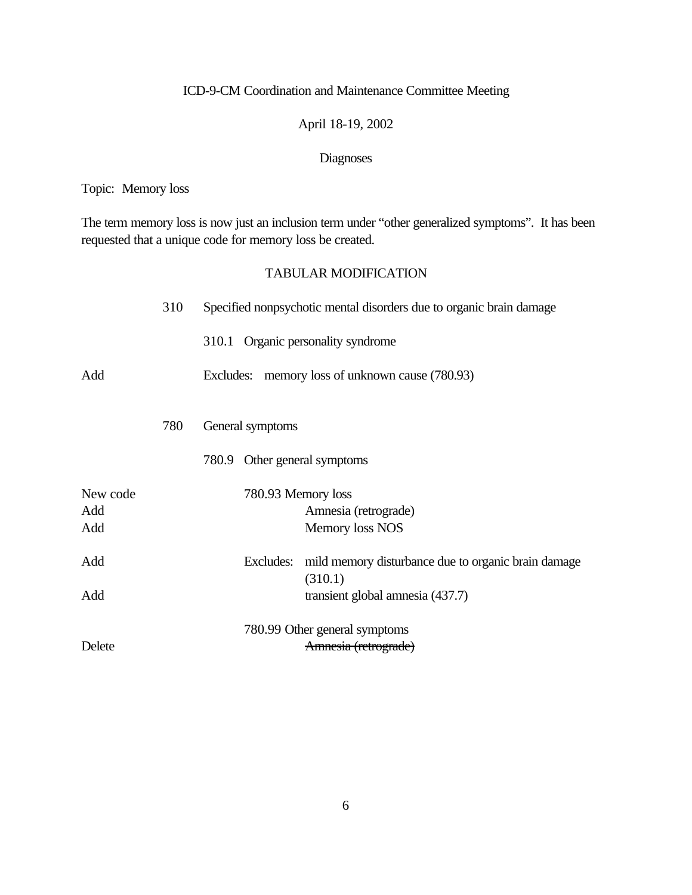ICD-9-CM Coordination and Maintenance Committee Meeting

April 18-19, 2002

Diagnoses

Topic: Memory loss

The term memory loss is now just an inclusion term under "other generalized symptoms". It has been requested that a unique code for memory loss be created.

TABULAR MODIFICATION

| | | |
|---|---|---|
| | 310 | Specified nonpsychotic mental disorders due to organic brain damage |
| | | 310.1 Organic personality syndrome |
| Add | | Excludes: memory loss of unknown cause (780.93) |
| | 780 | General symptoms |
| | | 780.9 Other general symptoms |
| New code | | 780.93 Memory loss |
| Add | | Amnesia (retrograde) |
| Add | | Memory loss NOS |
| Add | | Excludes: mild memory disturbance due to organic brain damage (310.1) |
| Add | | transient global amnesia (437.7) |
| | | 780.99 Other general symptoms |
| Delete | | ~~Amnesia (retrograde)~~ |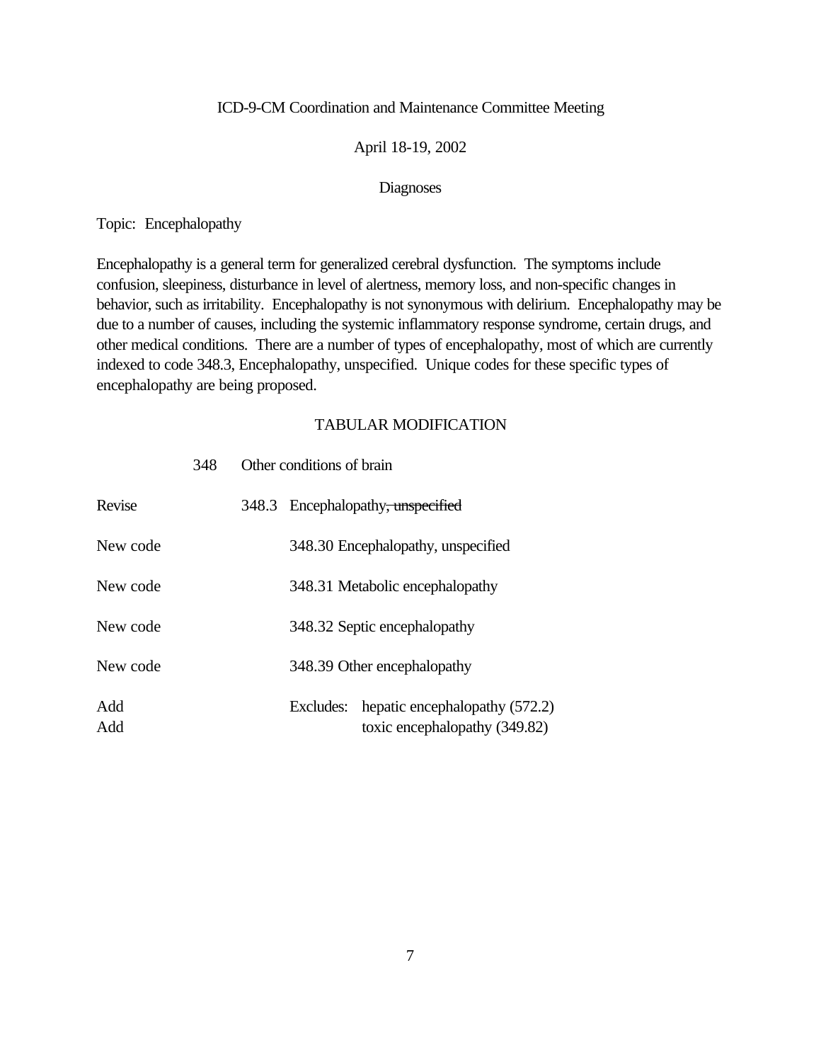ICD-9-CM Coordination and Maintenance Committee Meeting

April 18-19, 2002

Diagnoses

Topic: Encephalopathy

Encephalopathy is a general term for generalized cerebral dysfunction. The symptoms include confusion, sleepiness, disturbance in level of alertness, memory loss, and non-specific changes in behavior, such as irritability. Encephalopathy is not synonymous with delirium. Encephalopathy may be due to a number of causes, including the systemic inflammatory response syndrome, certain drugs, and other medical conditions. There are a number of types of encephalopathy, most of which are currently indexed to code 348.3, Encephalopathy, unspecified. Unique codes for these specific types of encephalopathy are being proposed.

TABULAR MODIFICATION

| | | |
|---|---|---|
| | 348 | Other conditions of brain |
| Revise | 348.3 | Encephalopathy~~, unspecified~~ |
| New code | | 348.30 Encephalopathy, unspecified |
| New code | | 348.31 Metabolic encephalopathy |
| New code | | 348.32 Septic encephalopathy |
| New code | | 348.39 Other encephalopathy |
| Add | | Excludes: hepatic encephalopathy (572.2) |
| Add | | toxic encephalopathy (349.82) |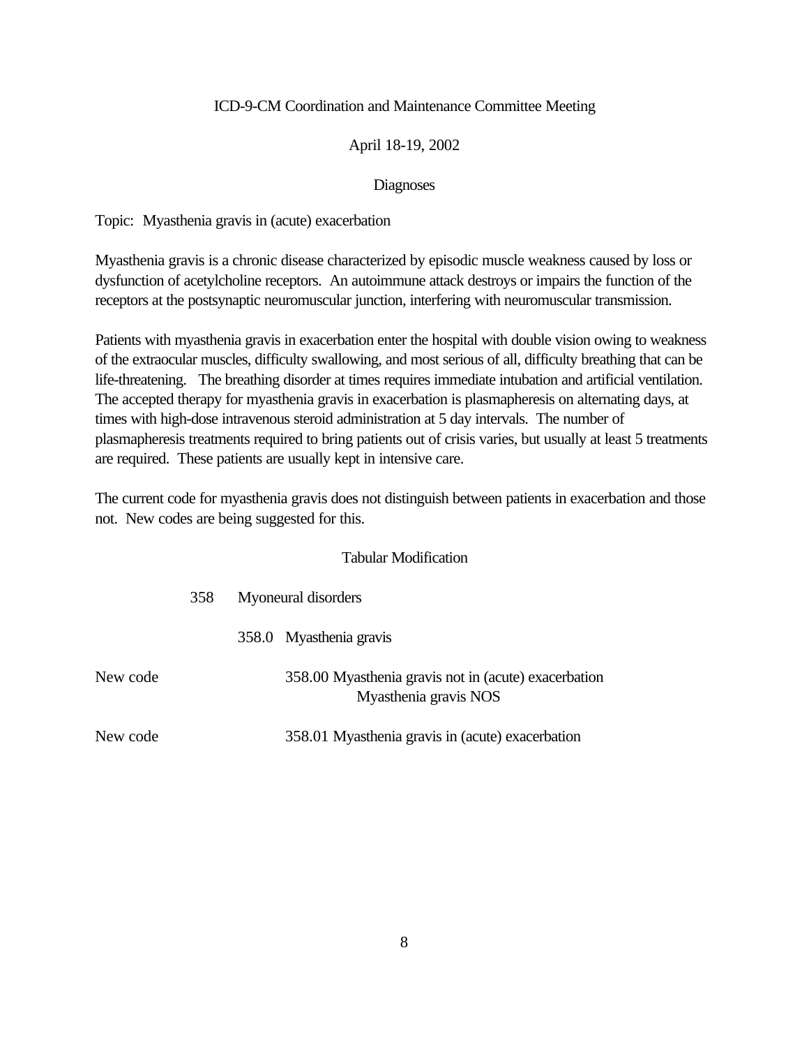ICD-9-CM Coordination and Maintenance Committee Meeting

April 18-19, 2002

Diagnoses

Topic: Myasthenia gravis in (acute) exacerbation

Myasthenia gravis is a chronic disease characterized by episodic muscle weakness caused by loss or dysfunction of acetylcholine receptors. An autoimmune attack destroys or impairs the function of the receptors at the postsynaptic neuromuscular junction, interfering with neuromuscular transmission.

Patients with myasthenia gravis in exacerbation enter the hospital with double vision owing to weakness of the extraocular muscles, difficulty swallowing, and most serious of all, difficulty breathing that can be life-threatening. The breathing disorder at times requires immediate intubation and artificial ventilation. The accepted therapy for myasthenia gravis in exacerbation is plasmapheresis on alternating days, at times with high-dose intravenous steroid administration at 5 day intervals. The number of plasmapheresis treatments required to bring patients out of crisis varies, but usually at least 5 treatments are required. These patients are usually kept in intensive care.

The current code for myasthenia gravis does not distinguish between patients in exacerbation and those not. New codes are being suggested for this.

Tabular Modification

358 Myoneural disorders

358.0 Myasthenia gravis

New code 358.00 Myasthenia gravis not in (acute) exacerbation
Myasthenia gravis NOS

New code 358.01 Myasthenia gravis in (acute) exacerbation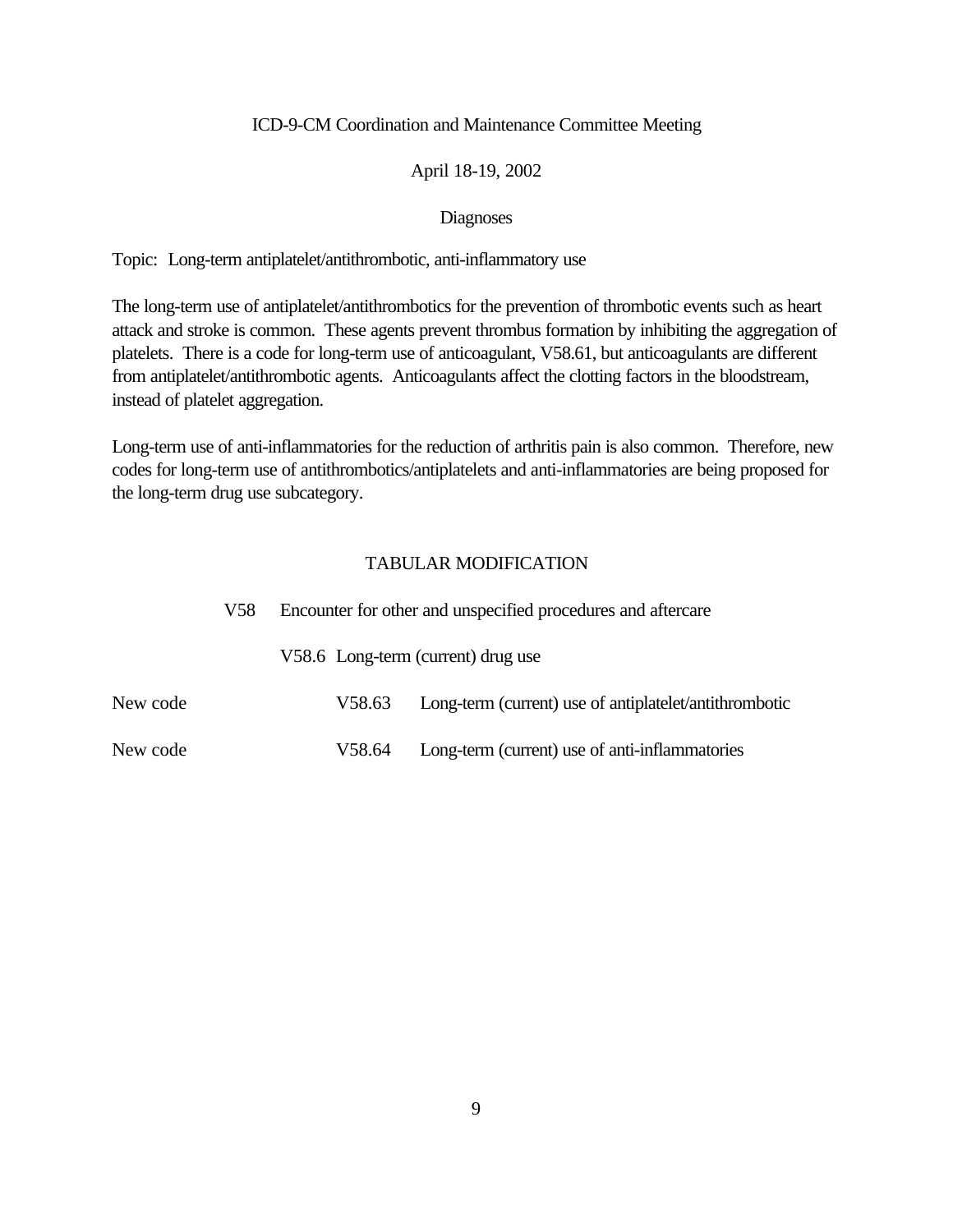ICD-9-CM Coordination and Maintenance Committee Meeting

April 18-19, 2002

Diagnoses

Topic: Long-term antiplatelet/antithrombotic, anti-inflammatory use

The long-term use of antiplatelet/antithrombotics for the prevention of thrombotic events such as heart attack and stroke is common. These agents prevent thrombus formation by inhibiting the aggregation of platelets. There is a code for long-term use of anticoagulant, V58.61, but anticoagulants are different from antiplatelet/antithrombotic agents. Anticoagulants affect the clotting factors in the bloodstream, instead of platelet aggregation.

Long-term use of anti-inflammatories for the reduction of arthritis pain is also common. Therefore, new codes for long-term use of antithrombotics/antiplatelets and anti-inflammatories are being proposed for the long-term drug use subcategory.

TABULAR MODIFICATION

V58 Encounter for other and unspecified procedures and aftercare

V58.6 Long-term (current) drug use

New code V58.63 Long-term (current) use of antiplatelet/antithrombotic

New code V58.64 Long-term (current) use of anti-inflammatories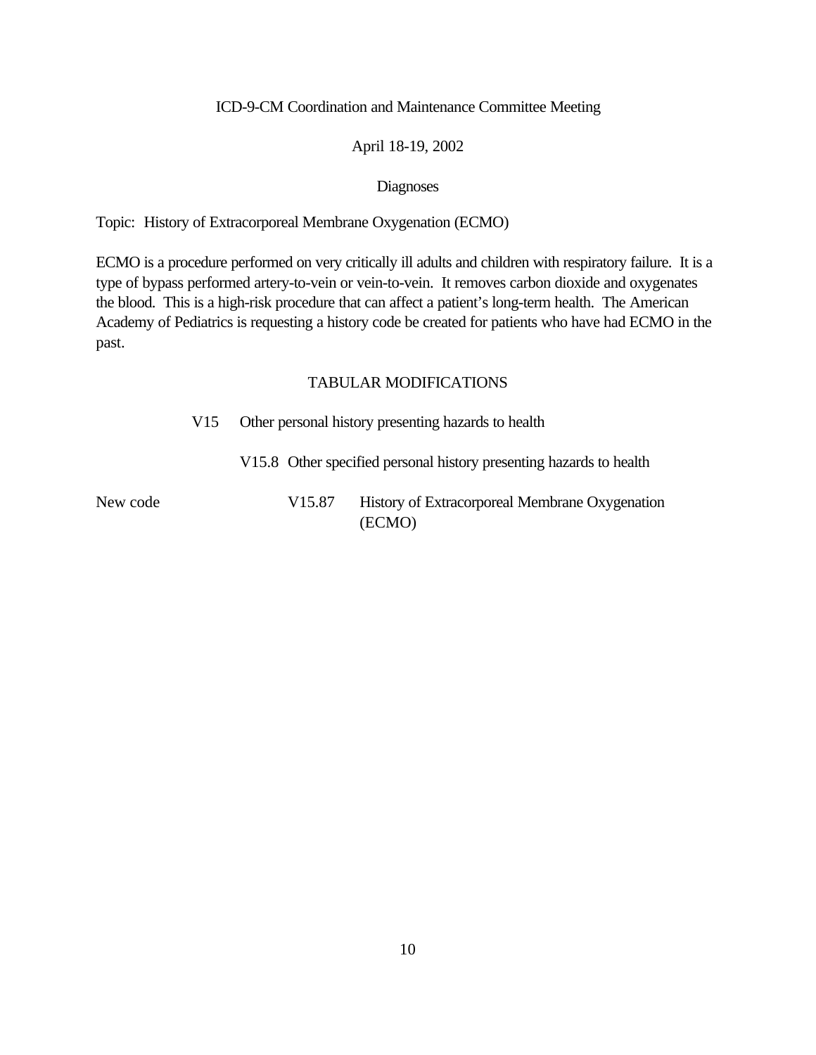ICD-9-CM Coordination and Maintenance Committee Meeting

April 18-19, 2002

Diagnoses

Topic: History of Extracorporeal Membrane Oxygenation (ECMO)

ECMO is a procedure performed on very critically ill adults and children with respiratory failure. It is a type of bypass performed artery-to-vein or vein-to-vein. It removes carbon dioxide and oxygenates the blood. This is a high-risk procedure that can affect a patient's long-term health. The American Academy of Pediatrics is requesting a history code be created for patients who have had ECMO in the past.

TABULAR MODIFICATIONS

V15 Other personal history presenting hazards to health

V15.8 Other specified personal history presenting hazards to health

New code V15.87 History of Extracorporeal Membrane Oxygenation (ECMO)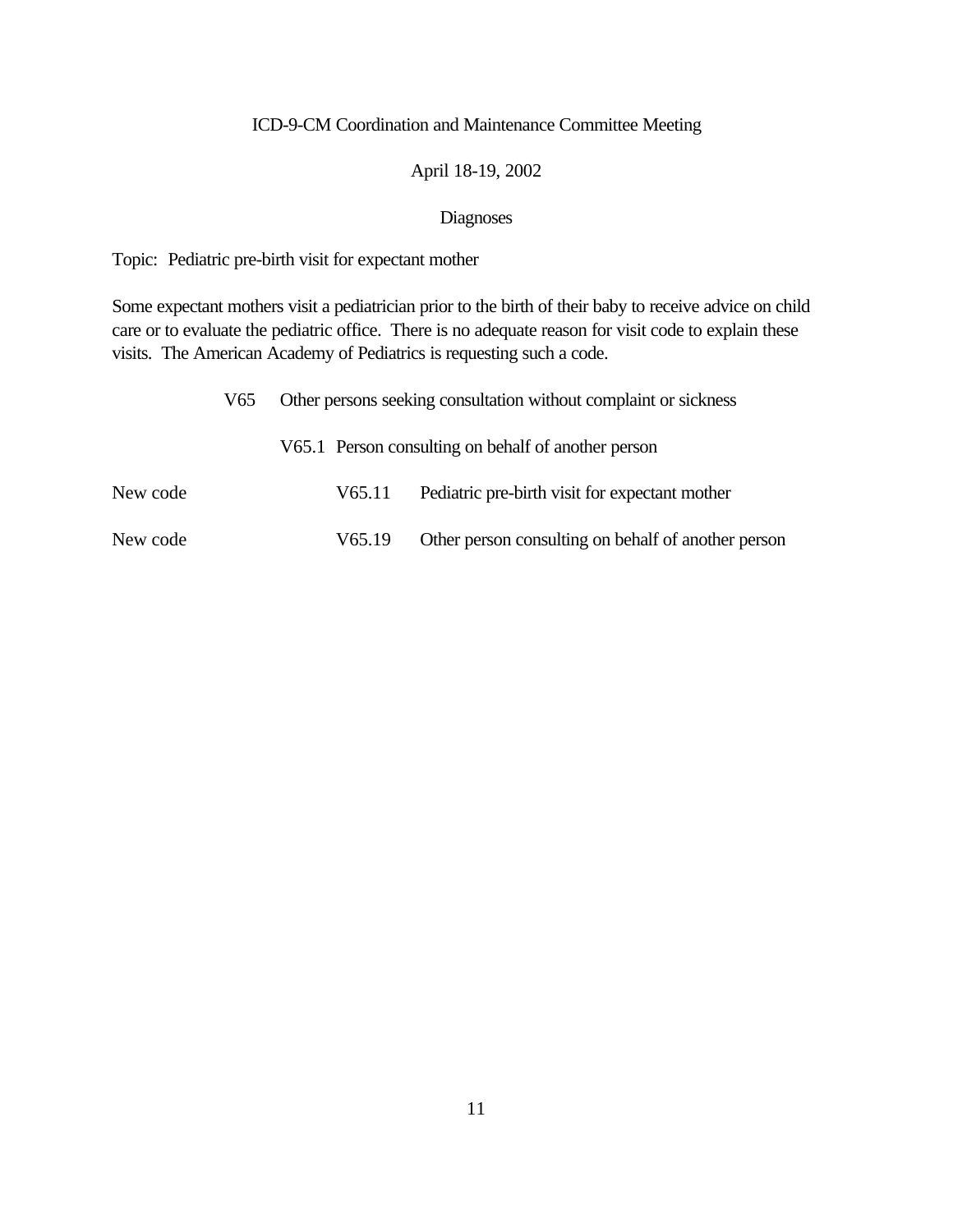ICD-9-CM Coordination and Maintenance Committee Meeting

April 18-19, 2002

Diagnoses

Topic: Pediatric pre-birth visit for expectant mother

Some expectant mothers visit a pediatrician prior to the birth of their baby to receive advice on child care or to evaluate the pediatric office. There is no adequate reason for visit code to explain these visits. The American Academy of Pediatrics is requesting such a code.

| | | |
|---|---|---|
| | V65 | Other persons seeking consultation without complaint or sickness |
| | V65.1 | Person consulting on behalf of another person |
| New code | V65.11 | Pediatric pre-birth visit for expectant mother |
| New code | V65.19 | Other person consulting on behalf of another person |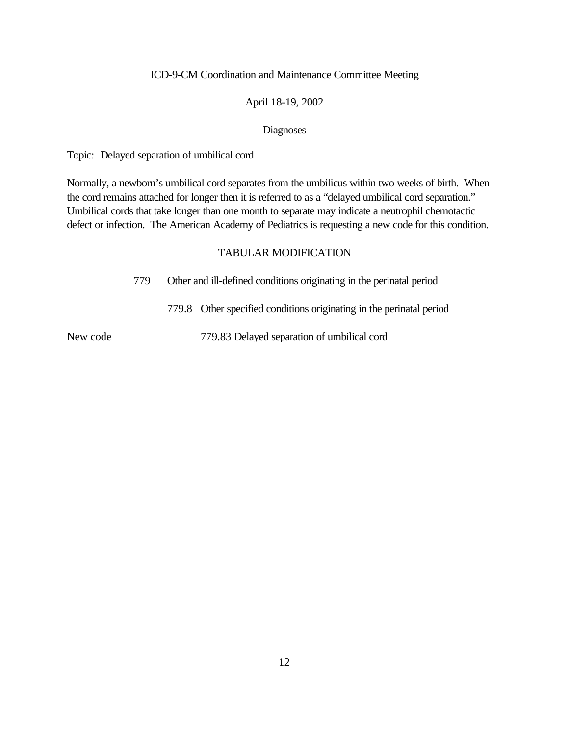ICD-9-CM Coordination and Maintenance Committee Meeting

April 18-19, 2002

Diagnoses

Topic: Delayed separation of umbilical cord

Normally, a newborn's umbilical cord separates from the umbilicus within two weeks of birth. When the cord remains attached for longer then it is referred to as a "delayed umbilical cord separation." Umbilical cords that take longer than one month to separate may indicate a neutrophil chemotactic defect or infection. The American Academy of Pediatrics is requesting a new code for this condition.

TABULAR MODIFICATION

779 Other and ill-defined conditions originating in the perinatal period

779.8 Other specified conditions originating in the perinatal period

New code 779.83 Delayed separation of umbilical cord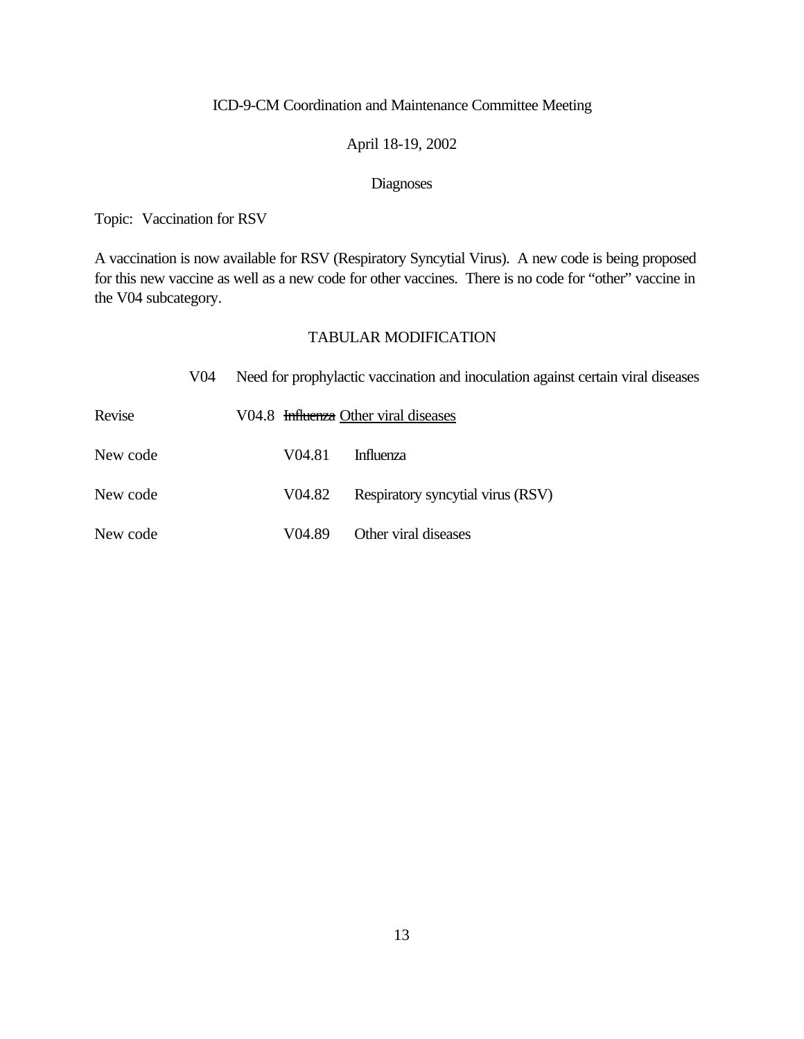ICD-9-CM Coordination and Maintenance Committee Meeting

April 18-19, 2002

Diagnoses

Topic: Vaccination for RSV

A vaccination is now available for RSV (Respiratory Syncytial Virus). A new code is being proposed for this new vaccine as well as a new code for other vaccines. There is no code for "other" vaccine in the V04 subcategory.

## TABULAR MODIFICATION

| | | | |
|---|---|---|---|
| | V04 | Need for prophylactic vaccination and inoculation against certain viral diseases | |
| Revise | | V04.8 ~~Influenza~~ <u>Other viral diseases</u> | |
| New code | | V04.81 | Influenza |
| New code | | V04.82 | Respiratory syncytial virus (RSV) |
| New code | | V04.89 | Other viral diseases |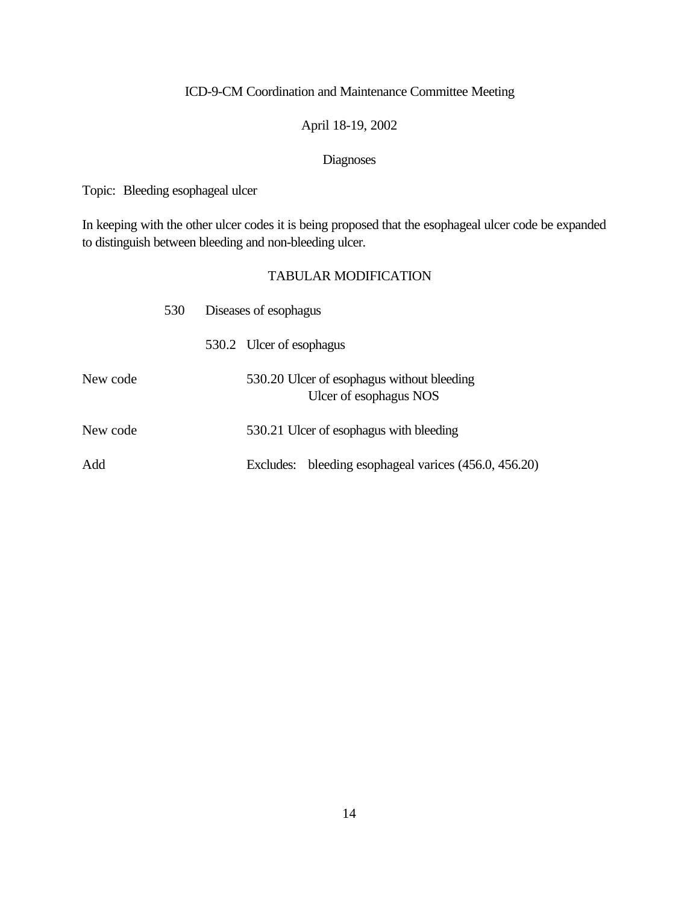ICD-9-CM Coordination and Maintenance Committee Meeting

April 18-19, 2002

Diagnoses

Topic: Bleeding esophageal ulcer

In keeping with the other ulcer codes it is being proposed that the esophageal ulcer code be expanded to distinguish between bleeding and non-bleeding ulcer.

TABULAR MODIFICATION

| | | |
|---|---|---|
| | 530 | Diseases of esophagus |
| | 530.2 | Ulcer of esophagus |
| New code | 530.20 | Ulcer of esophagus without bleeding<br>Ulcer of esophagus NOS |
| New code | 530.21 | Ulcer of esophagus with bleeding |
| Add | | Excludes: bleeding esophageal varices (456.0, 456.20) |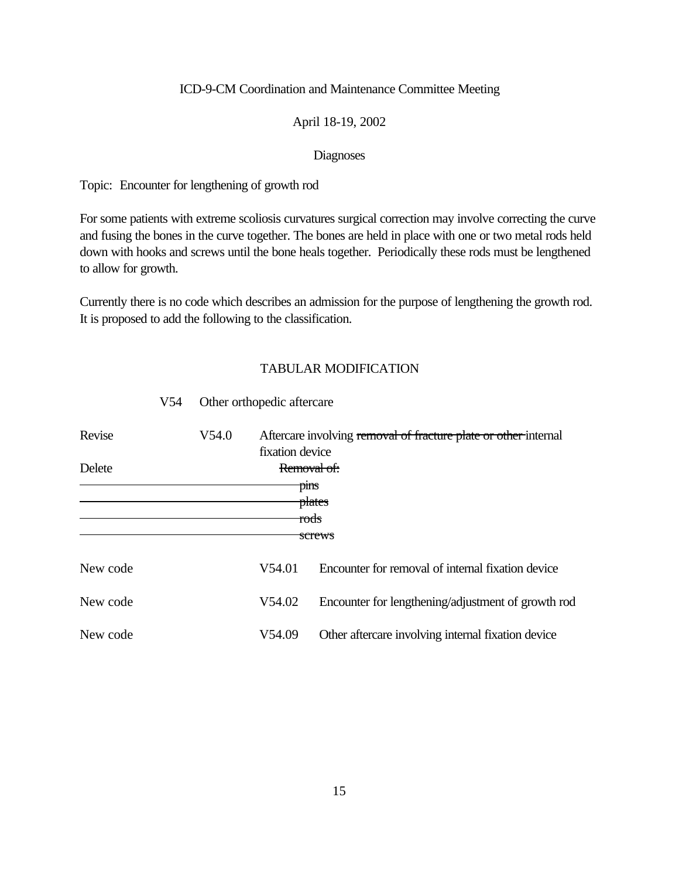ICD-9-CM Coordination and Maintenance Committee Meeting

April 18-19, 2002

Diagnoses

Topic: Encounter for lengthening of growth rod

For some patients with extreme scoliosis curvatures surgical correction may involve correcting the curve and fusing the bones in the curve together. The bones are held in place with one or two metal rods held down with hooks and screws until the bone heals together. Periodically these rods must be lengthened to allow for growth.

Currently there is no code which describes an admission for the purpose of lengthening the growth rod. It is proposed to add the following to the classification.

## TABULAR MODIFICATION

| | | | |
|---|---|---|---|
| | V54 | Other orthopedic aftercare | |
| Revise | V54.0 | Aftercare involving ~~removal of fracture plate or other~~ internal fixation device | |
| Delete | | ~~Removal of:~~ | |
| | | ~~pins~~ | |
| | | ~~plates~~ | |
| | | ~~rods~~ | |
| | | ~~screws~~ | |
| New code | | V54.01 | Encounter for removal of internal fixation device |
| New code | | V54.02 | Encounter for lengthening/adjustment of growth rod |
| New code | | V54.09 | Other aftercare involving internal fixation device |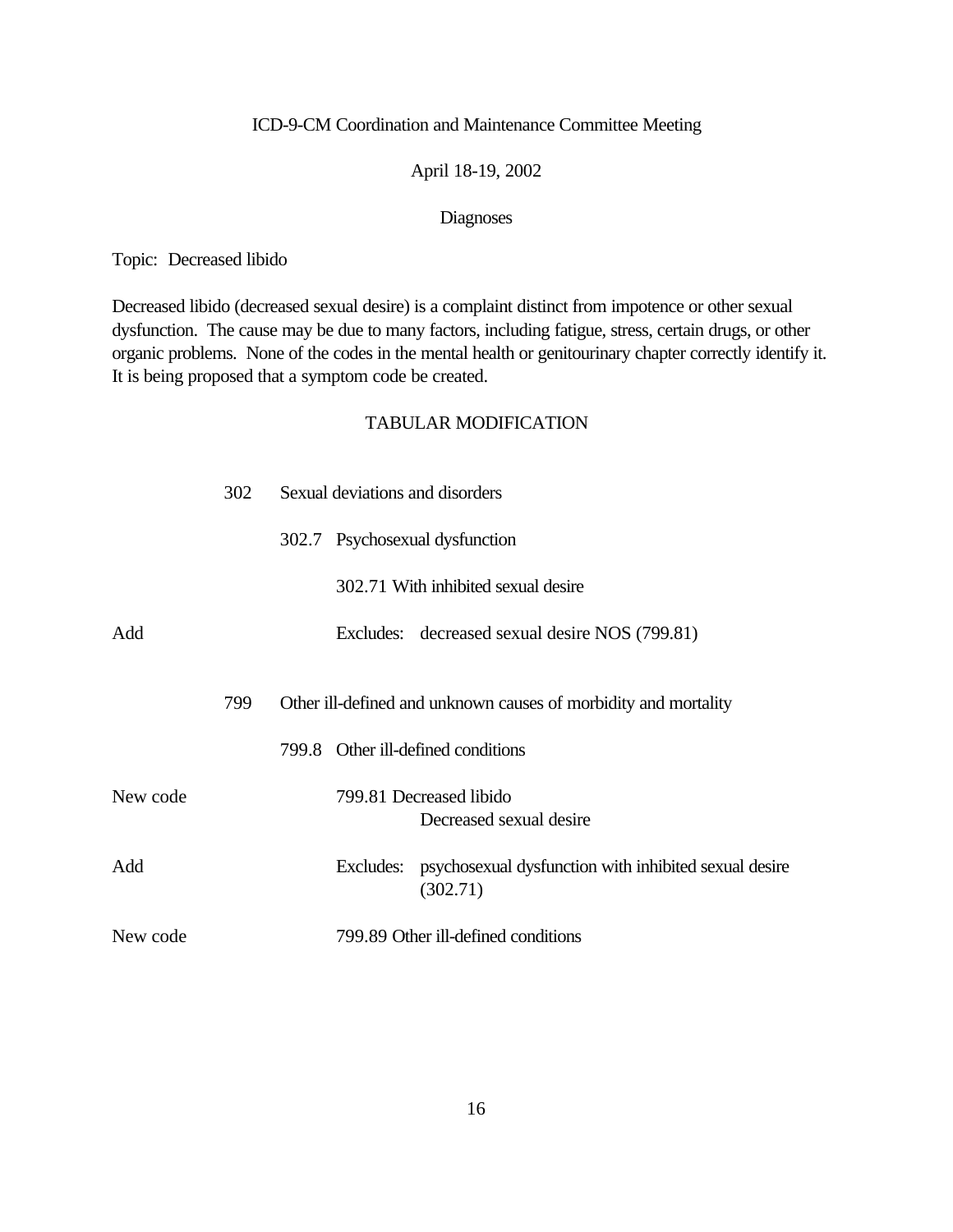ICD-9-CM Coordination and Maintenance Committee Meeting

April 18-19, 2002

Diagnoses

Topic: Decreased libido

Decreased libido (decreased sexual desire) is a complaint distinct from impotence or other sexual dysfunction. The cause may be due to many factors, including fatigue, stress, certain drugs, or other organic problems. None of the codes in the mental health or genitourinary chapter correctly identify it. It is being proposed that a symptom code be created.

TABULAR MODIFICATION

| | | | |
|---|---|---|---|
| | 302 | Sexual deviations and disorders | |
| | | 302.7 Psychosexual dysfunction | |
| | | | 302.71 With inhibited sexual desire |
| Add | | | Excludes: decreased sexual desire NOS (799.81) |
| | 799 | Other ill-defined and unknown causes of morbidity and mortality | |
| | | 799.8 Other ill-defined conditions | |
| New code | | | 799.81 Decreased libido<br>Decreased sexual desire |
| Add | | | Excludes: psychosexual dysfunction with inhibited sexual desire (302.71) |
| New code | | | 799.89 Other ill-defined conditions |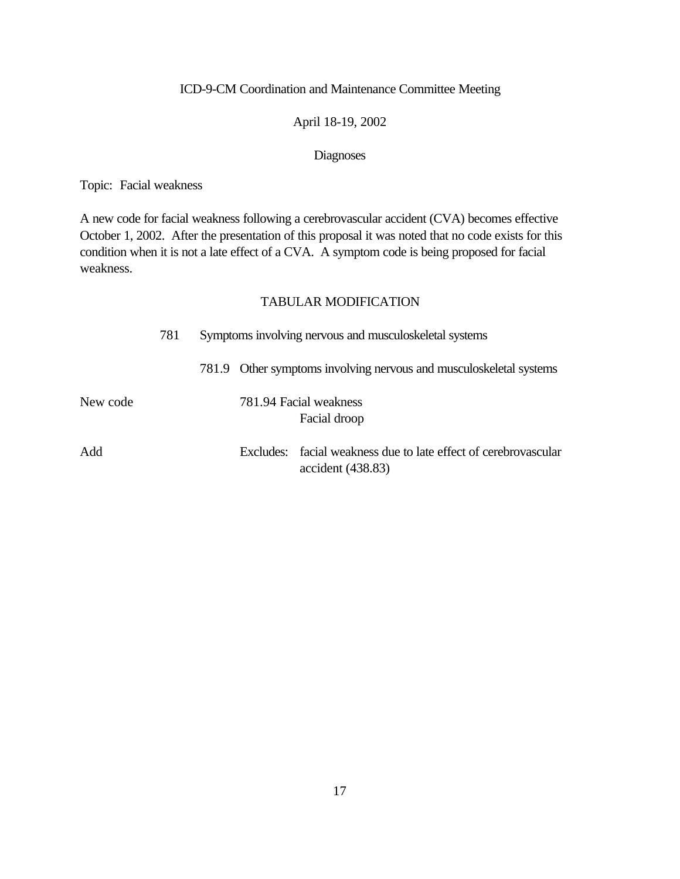ICD-9-CM Coordination and Maintenance Committee Meeting

April 18-19, 2002

Diagnoses

Topic: Facial weakness

A new code for facial weakness following a cerebrovascular accident (CVA) becomes effective October 1, 2002. After the presentation of this proposal it was noted that no code exists for this condition when it is not a late effect of a CVA. A symptom code is being proposed for facial weakness.

TABULAR MODIFICATION

781 Symptoms involving nervous and musculoskeletal systems

781.9 Other symptoms involving nervous and musculoskeletal systems

New code 781.94 Facial weakness
Facial droop

Add Excludes: facial weakness due to late effect of cerebrovascular accident (438.83)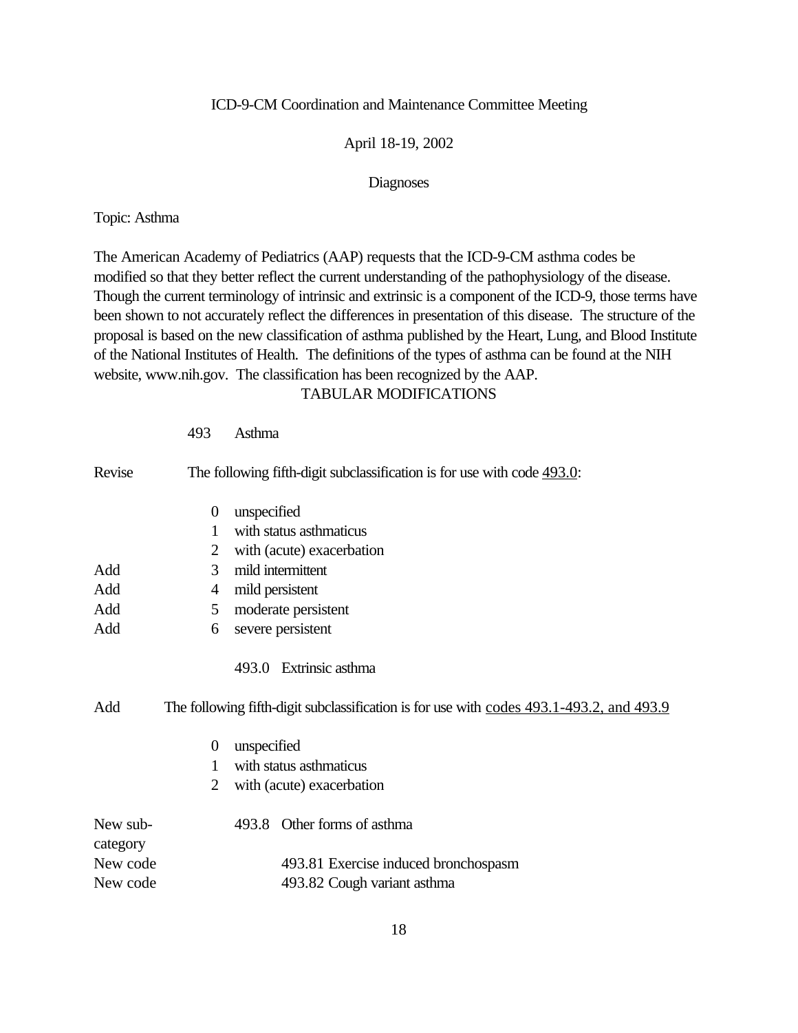ICD-9-CM Coordination and Maintenance Committee Meeting

April 18-19, 2002

Diagnoses

Topic: Asthma

The American Academy of Pediatrics (AAP) requests that the ICD-9-CM asthma codes be modified so that they better reflect the current understanding of the pathophysiology of the disease. Though the current terminology of intrinsic and extrinsic is a component of the ICD-9, those terms have been shown to not accurately reflect the differences in presentation of this disease. The structure of the proposal is based on the new classification of asthma published by the Heart, Lung, and Blood Institute of the National Institutes of Health. The definitions of the types of asthma can be found at the NIH website, www.nih.gov. The classification has been recognized by the AAP.

TABULAR MODIFICATIONS

| | | |
|---|---|---|
| | 493 | Asthma |
| Revise | | The following fifth-digit subclassification is for use with code 493.0: |
| | 0 | unspecified |
| | 1 | with status asthmaticus |
| | 2 | with (acute) exacerbation |
| Add | 3 | mild intermittent |
| Add | 4 | mild persistent |
| Add | 5 | moderate persistent |
| Add | 6 | severe persistent |
| | 493.0 | Extrinsic asthma |
| Add | | The following fifth-digit subclassification is for use with codes 493.1-493.2, and 493.9 |
| | 0 | unspecified |
| | 1 | with status asthmaticus |
| | 2 | with (acute) exacerbation |
| New sub-category | 493.8 | Other forms of asthma |
| New code | 493.81 | Exercise induced bronchospasm |
| New code | 493.82 | Cough variant asthma |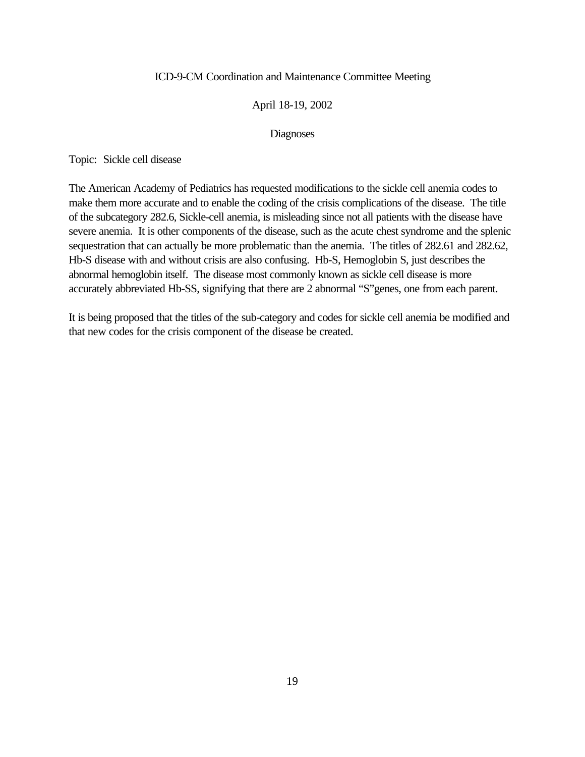ICD-9-CM Coordination and Maintenance Committee Meeting

April 18-19, 2002

Diagnoses

Topic: Sickle cell disease

The American Academy of Pediatrics has requested modifications to the sickle cell anemia codes to make them more accurate and to enable the coding of the crisis complications of the disease. The title of the subcategory 282.6, Sickle-cell anemia, is misleading since not all patients with the disease have severe anemia. It is other components of the disease, such as the acute chest syndrome and the splenic sequestration that can actually be more problematic than the anemia. The titles of 282.61 and 282.62, Hb-S disease with and without crisis are also confusing. Hb-S, Hemoglobin S, just describes the abnormal hemoglobin itself. The disease most commonly known as sickle cell disease is more accurately abbreviated Hb-SS, signifying that there are 2 abnormal "S"genes, one from each parent.

It is being proposed that the titles of the sub-category and codes for sickle cell anemia be modified and that new codes for the crisis component of the disease be created.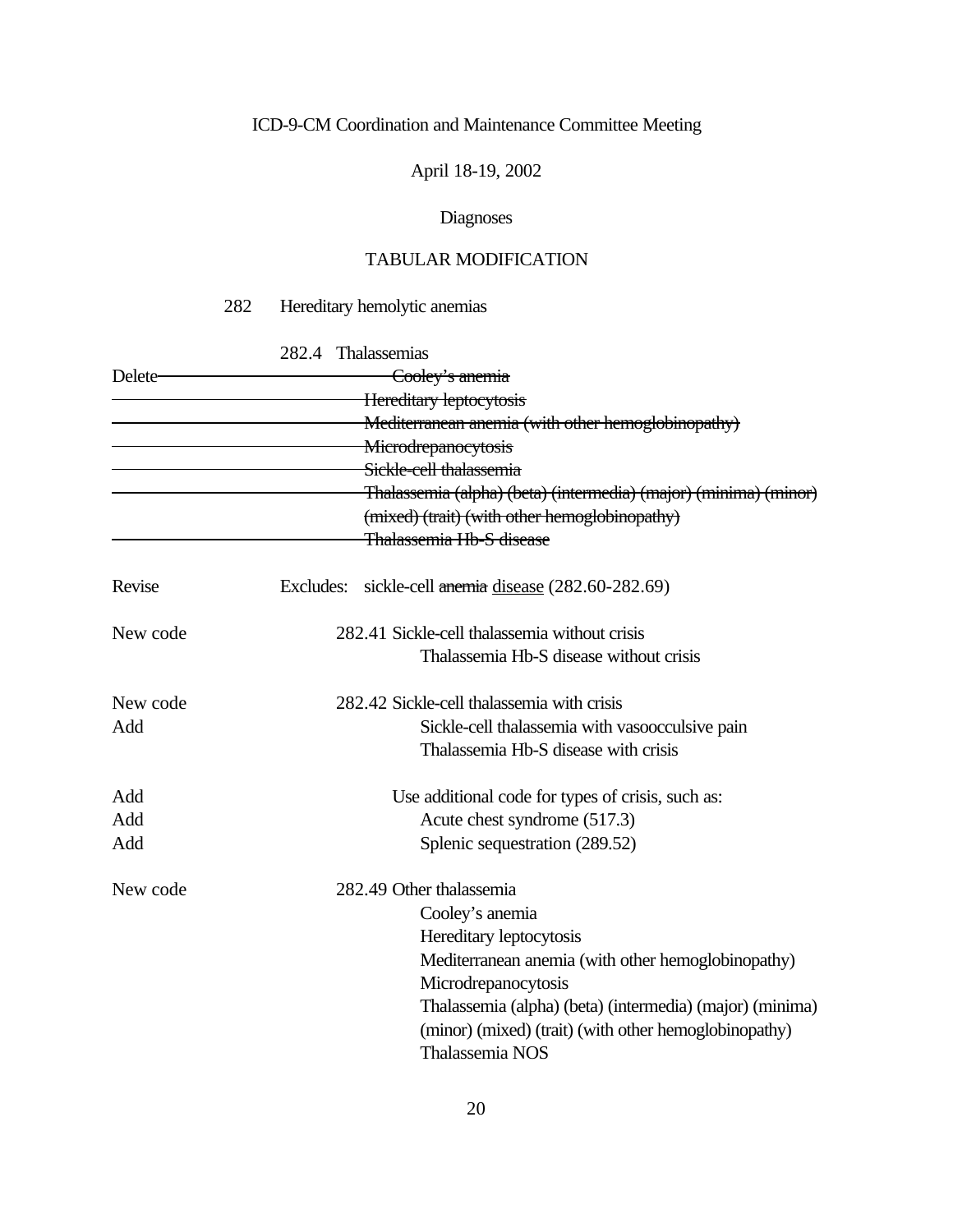ICD-9-CM Coordination and Maintenance Committee Meeting

April 18-19, 2002

Diagnoses

TABULAR MODIFICATION

282 Hereditary hemolytic anemias

282.4 Thalassemias

Delete ~~Cooley's anemia~~

~~Hereditary leptocytosis~~

~~Mediterranean anemia (with other hemoglobinopathy)~~

~~Microdrepanocytosis~~

~~Sickle-cell thalassemia~~

~~Thalassemia (alpha) (beta) (intermedia) (major) (minima) (minor) (mixed) (trait) (with other hemoglobinopathy)~~

~~Thalassemia Hb-S disease~~

Revise Excludes: sickle-cell ~~anemia~~ <u>disease</u> (282.60-282.69)

New code 282.41 Sickle-cell thalassemia without crisis

Thalassemia Hb-S disease without crisis

New code 282.42 Sickle-cell thalassemia with crisis

Add Sickle-cell thalassemia with vasoocculsive pain

Thalassemia Hb-S disease with crisis

Add Use additional code for types of crisis, such as:

Add Acute chest syndrome (517.3)

Add Splenic sequestration (289.52)

New code 282.49 Other thalassemia

Cooley's anemia

Hereditary leptocytosis

Mediterranean anemia (with other hemoglobinopathy)

Microdrepanocytosis

Thalassemia (alpha) (beta) (intermedia) (major) (minima) (minor) (mixed) (trait) (with other hemoglobinopathy)

Thalassemia NOS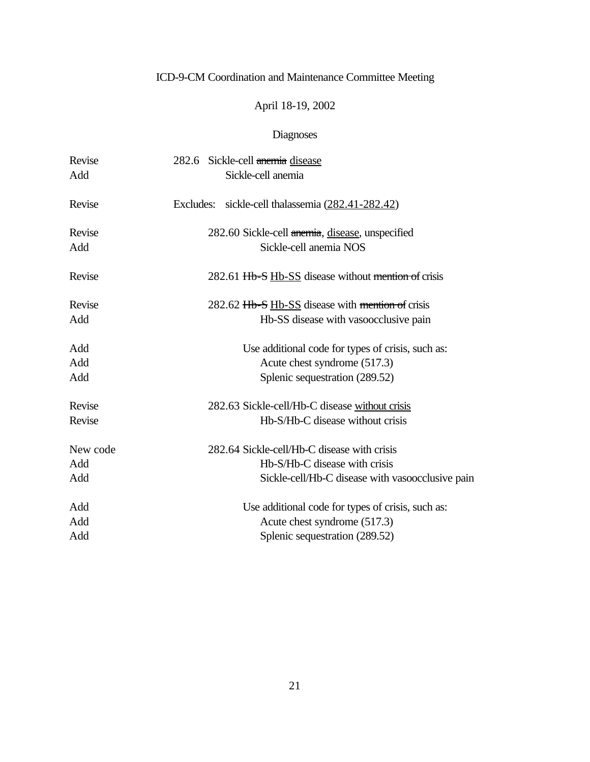ICD-9-CM Coordination and Maintenance Committee Meeting

April 18-19, 2002

Diagnoses

| | |
|---|---|
| Revise | 282.6 Sickle-cell ~~anemia~~ <u>disease</u> |
| Add | Sickle-cell anemia |
| | |
| Revise | Excludes: sickle-cell thalassemia (<u>282.41-282.42</u>) |
| | |
| Revise | 282.60 Sickle-cell ~~anemia~~, <u>disease</u>, unspecified |
| Add | Sickle-cell anemia NOS |
| | |
| Revise | 282.61 ~~Hb-S~~ <u>Hb-SS</u> disease without ~~mention of~~ crisis |
| | |
| Revise | 282.62 ~~Hb-S~~ <u>Hb-SS</u> disease with ~~mention of~~ crisis |
| Add | Hb-SS disease with vasoocclusive pain |
| | |
| Add | Use additional code for types of crisis, such as: |
| Add | Acute chest syndrome (517.3) |
| Add | Splenic sequestration (289.52) |
| | |
| Revise | 282.63 Sickle-cell/Hb-C disease <u>without crisis</u> |
| Revise | Hb-S/Hb-C disease without crisis |
| | |
| New code | 282.64 Sickle-cell/Hb-C disease with crisis |
| Add | Hb-S/Hb-C disease with crisis |
| Add | Sickle-cell/Hb-C disease with vasoocclusive pain |
| | |
| Add | Use additional code for types of crisis, such as: |
| Add | Acute chest syndrome (517.3) |
| Add | Splenic sequestration (289.52) |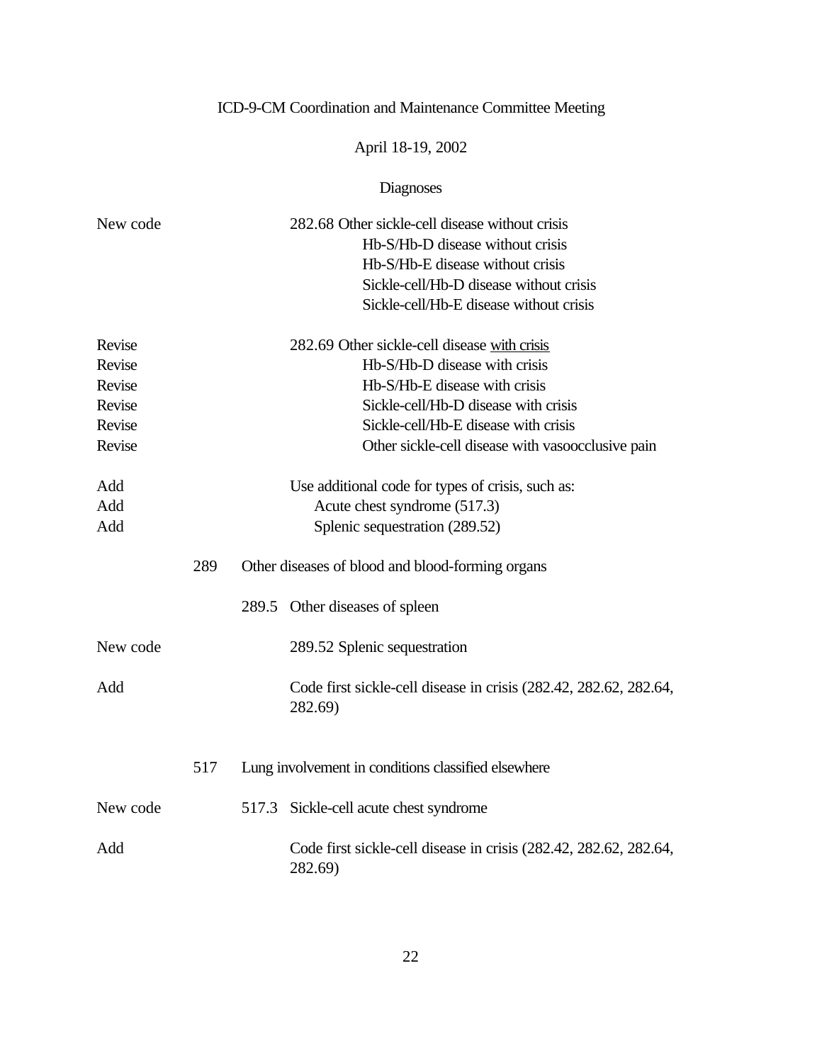ICD-9-CM Coordination and Maintenance Committee Meeting

April 18-19, 2002

Diagnoses

| | | | |
|---|---|---|---|
| New code | | | 282.68 Other sickle-cell disease without crisis |
| | | | Hb-S/Hb-D disease without crisis |
| | | | Hb-S/Hb-E disease without crisis |
| | | | Sickle-cell/Hb-D disease without crisis |
| | | | Sickle-cell/Hb-E disease without crisis |
| Revise | | | 282.69 Other sickle-cell disease <u>with crisis</u> |
| Revise | | | Hb-S/Hb-D disease with crisis |
| Revise | | | Hb-S/Hb-E disease with crisis |
| Revise | | | Sickle-cell/Hb-D disease with crisis |
| Revise | | | Sickle-cell/Hb-E disease with crisis |
| Revise | | | Other sickle-cell disease with vasoocclusive pain |
| Add | | | Use additional code for types of crisis, such as: |
| Add | | | Acute chest syndrome (517.3) |
| Add | | | Splenic sequestration (289.52) |
| | 289 | Other diseases of blood and blood-forming organs | |
| | | 289.5 | Other diseases of spleen |
| New code | | | 289.52 Splenic sequestration |
| Add | | | Code first sickle-cell disease in crisis (282.42, 282.62, 282.64, 282.69) |
| | 517 | Lung involvement in conditions classified elsewhere | |
| New code | | 517.3 | Sickle-cell acute chest syndrome |
| Add | | | Code first sickle-cell disease in crisis (282.42, 282.62, 282.64, 282.69) |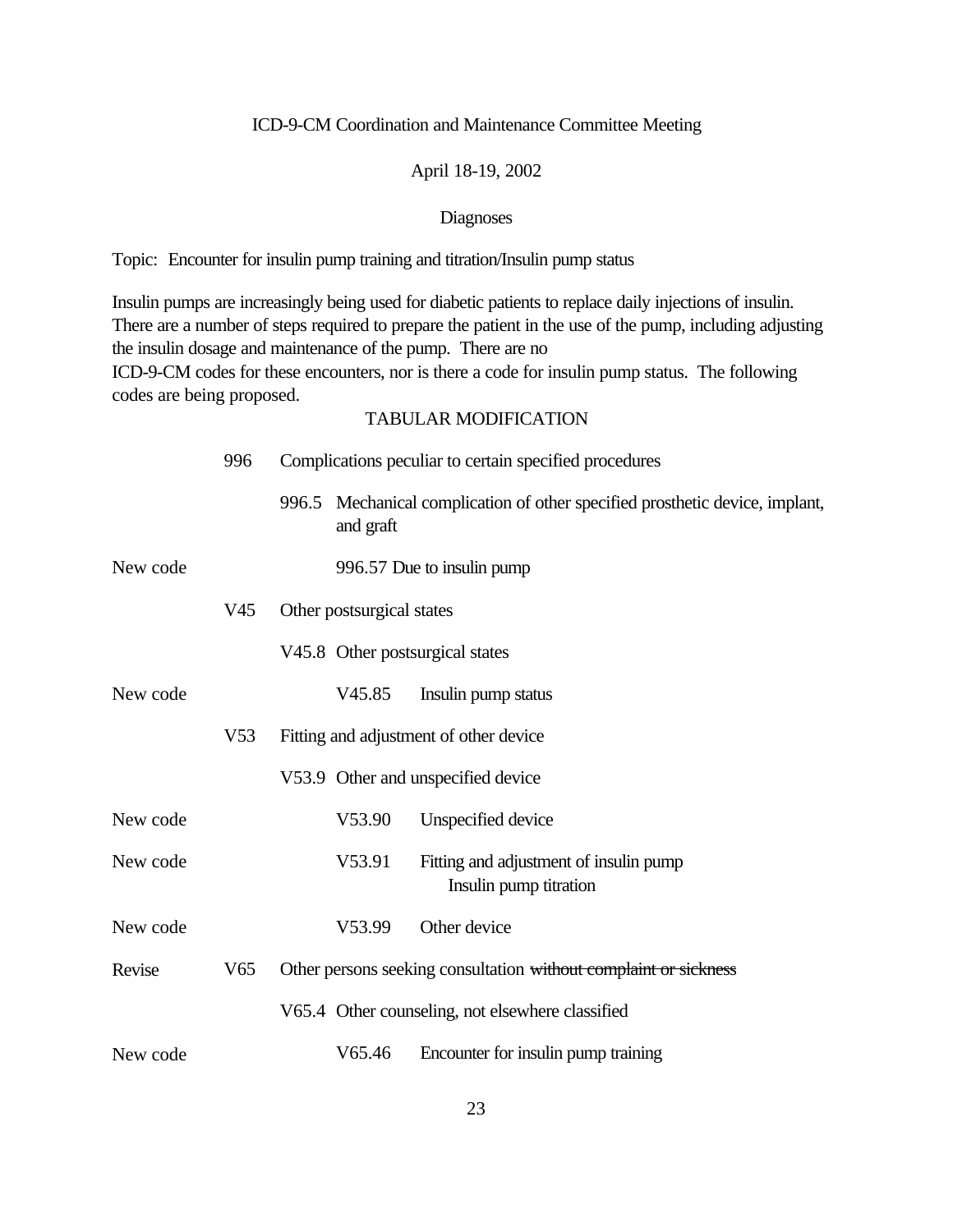ICD-9-CM Coordination and Maintenance Committee Meeting

April 18-19, 2002

Diagnoses

Topic: Encounter for insulin pump training and titration/Insulin pump status

Insulin pumps are increasingly being used for diabetic patients to replace daily injections of insulin. There are a number of steps required to prepare the patient in the use of the pump, including adjusting the insulin dosage and maintenance of the pump. There are no ICD-9-CM codes for these encounters, nor is there a code for insulin pump status. The following codes are being proposed.

TABULAR MODIFICATION

| | | |
|---|---|---|
| | 996 | Complications peculiar to certain specified procedures |
| | | 996.5 Mechanical complication of other specified prosthetic device, implant, and graft |
| New code | | 996.57 Due to insulin pump |
| | V45 | Other postsurgical states |
| | | V45.8 Other postsurgical states |
| New code | | V45.85 Insulin pump status |
| | V53 | Fitting and adjustment of other device |
| | | V53.9 Other and unspecified device |
| New code | | V53.90 Unspecified device |
| New code | | V53.91 Fitting and adjustment of insulin pump<br>Insulin pump titration |
| New code | | V53.99 Other device |
| Revise | V65 | Other persons seeking consultation ~~without complaint or sickness~~ |
| | | V65.4 Other counseling, not elsewhere classified |
| New code | | V65.46 Encounter for insulin pump training |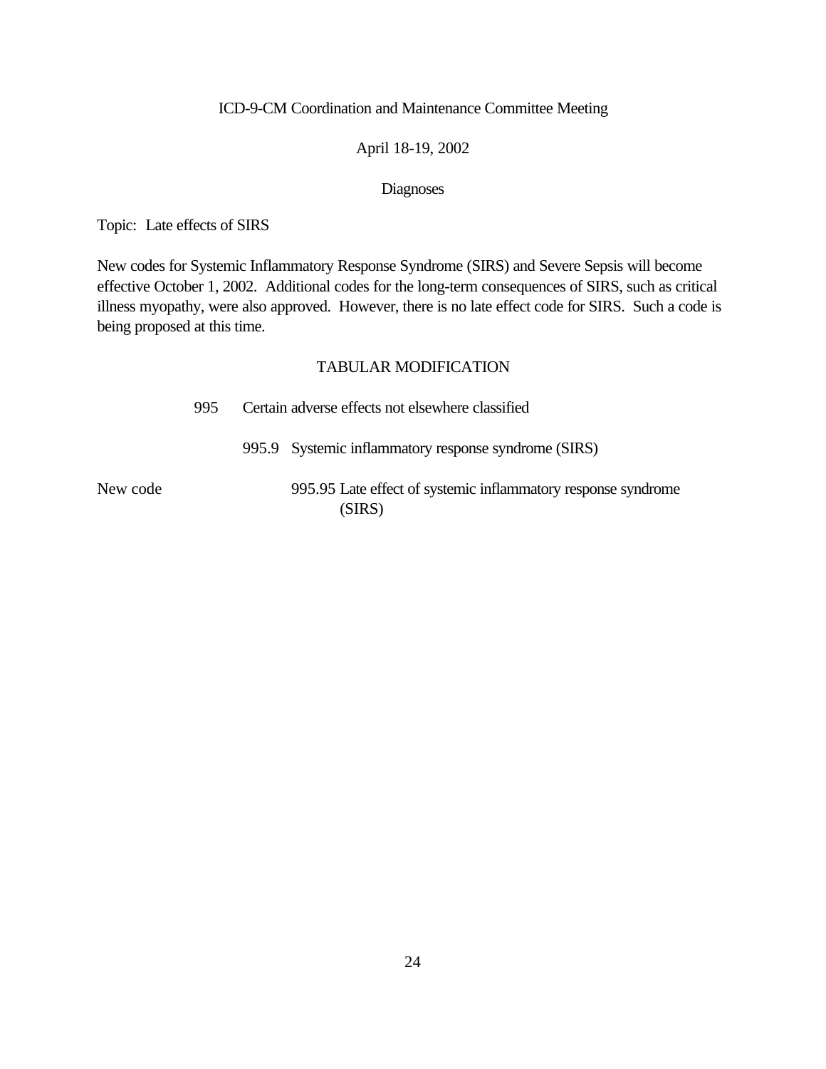ICD-9-CM Coordination and Maintenance Committee Meeting

April 18-19, 2002

Diagnoses

Topic: Late effects of SIRS

New codes for Systemic Inflammatory Response Syndrome (SIRS) and Severe Sepsis will become effective October 1, 2002. Additional codes for the long-term consequences of SIRS, such as critical illness myopathy, were also approved. However, there is no late effect code for SIRS. Such a code is being proposed at this time.

TABULAR MODIFICATION

995 Certain adverse effects not elsewhere classified

995.9 Systemic inflammatory response syndrome (SIRS)

New code 995.95 Late effect of systemic inflammatory response syndrome (SIRS)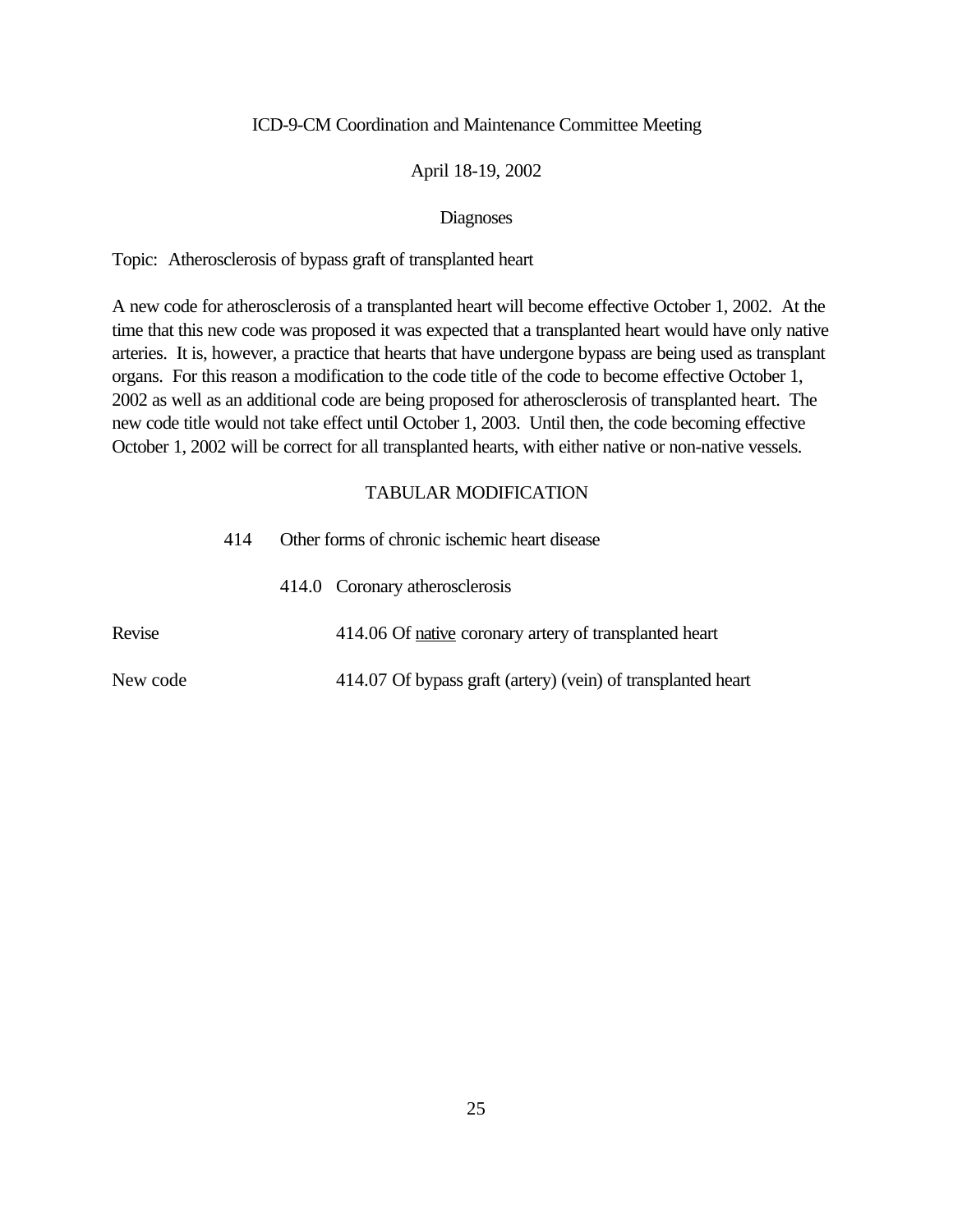ICD-9-CM Coordination and Maintenance Committee Meeting

April 18-19, 2002

Diagnoses

Topic: Atherosclerosis of bypass graft of transplanted heart

A new code for atherosclerosis of a transplanted heart will become effective October 1, 2002. At the time that this new code was proposed it was expected that a transplanted heart would have only native arteries. It is, however, a practice that hearts that have undergone bypass are being used as transplant organs. For this reason a modification to the code title of the code to become effective October 1, 2002 as well as an additional code are being proposed for atherosclerosis of transplanted heart. The new code title would not take effect until October 1, 2003. Until then, the code becoming effective October 1, 2002 will be correct for all transplanted hearts, with either native or non-native vessels.

TABULAR MODIFICATION

414 Other forms of chronic ischemic heart disease

414.0 Coronary atherosclerosis

Revise 414.06 Of <u>native</u> coronary artery of transplanted heart

New code 414.07 Of bypass graft (artery) (vein) of transplanted heart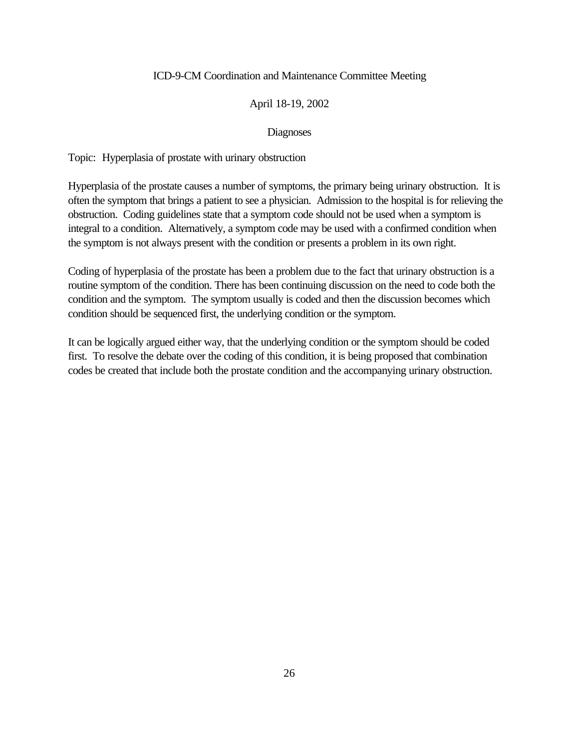ICD-9-CM Coordination and Maintenance Committee Meeting

April 18-19, 2002

Diagnoses

Topic: Hyperplasia of prostate with urinary obstruction

Hyperplasia of the prostate causes a number of symptoms, the primary being urinary obstruction. It is often the symptom that brings a patient to see a physician. Admission to the hospital is for relieving the obstruction. Coding guidelines state that a symptom code should not be used when a symptom is integral to a condition. Alternatively, a symptom code may be used with a confirmed condition when the symptom is not always present with the condition or presents a problem in its own right.

Coding of hyperplasia of the prostate has been a problem due to the fact that urinary obstruction is a routine symptom of the condition. There has been continuing discussion on the need to code both the condition and the symptom. The symptom usually is coded and then the discussion becomes which condition should be sequenced first, the underlying condition or the symptom.

It can be logically argued either way, that the underlying condition or the symptom should be coded first. To resolve the debate over the coding of this condition, it is being proposed that combination codes be created that include both the prostate condition and the accompanying urinary obstruction.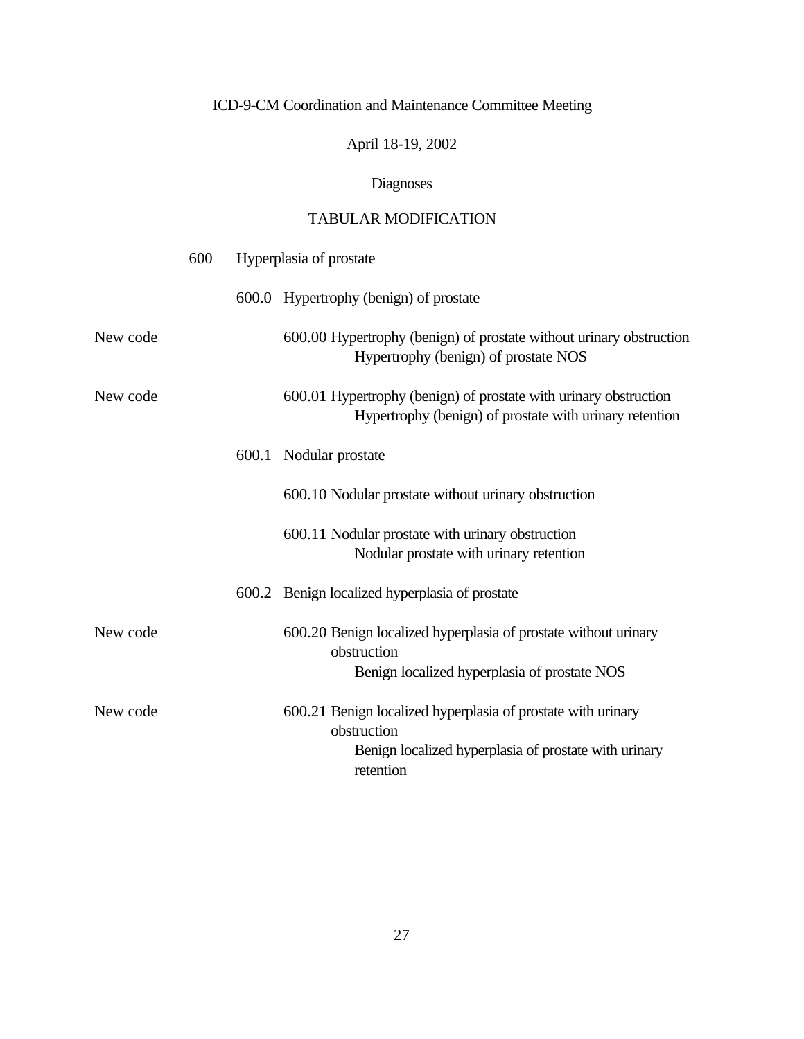ICD-9-CM Coordination and Maintenance Committee Meeting

April 18-19, 2002

Diagnoses

TABULAR MODIFICATION

600 Hyperplasia of prostate

600.0 Hypertrophy (benign) of prostate

New code — 600.00 Hypertrophy (benign) of prostate without urinary obstruction
Hypertrophy (benign) of prostate NOS

New code — 600.01 Hypertrophy (benign) of prostate with urinary obstruction
Hypertrophy (benign) of prostate with urinary retention

600.1 Nodular prostate

600.10 Nodular prostate without urinary obstruction

600.11 Nodular prostate with urinary obstruction
Nodular prostate with urinary retention

600.2 Benign localized hyperplasia of prostate

New code — 600.20 Benign localized hyperplasia of prostate without urinary obstruction
Benign localized hyperplasia of prostate NOS

New code — 600.21 Benign localized hyperplasia of prostate with urinary obstruction
Benign localized hyperplasia of prostate with urinary retention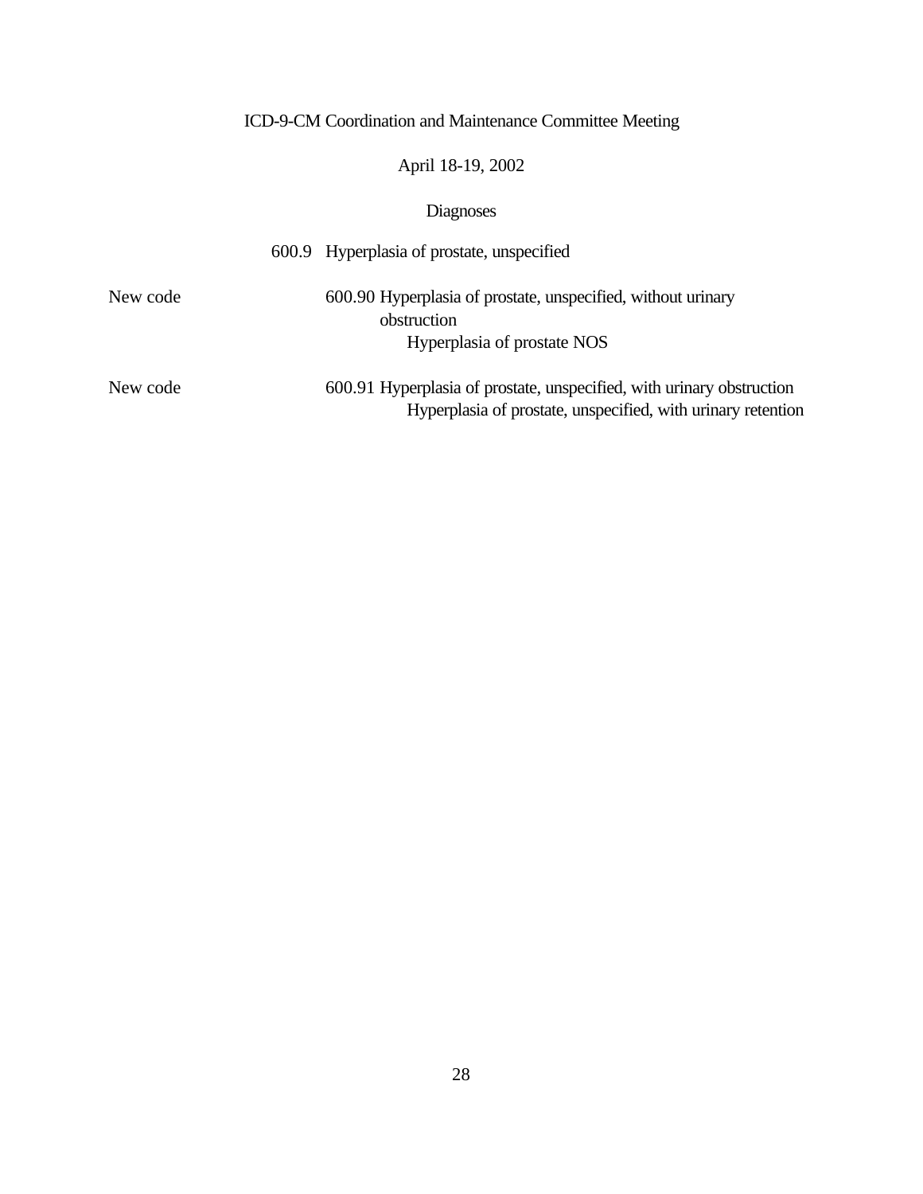ICD-9-CM Coordination and Maintenance Committee Meeting

April 18-19, 2002

Diagnoses

600.9 Hyperplasia of prostate, unspecified

New code 600.90 Hyperplasia of prostate, unspecified, without urinary obstruction
Hyperplasia of prostate NOS

New code 600.91 Hyperplasia of prostate, unspecified, with urinary obstruction
Hyperplasia of prostate, unspecified, with urinary retention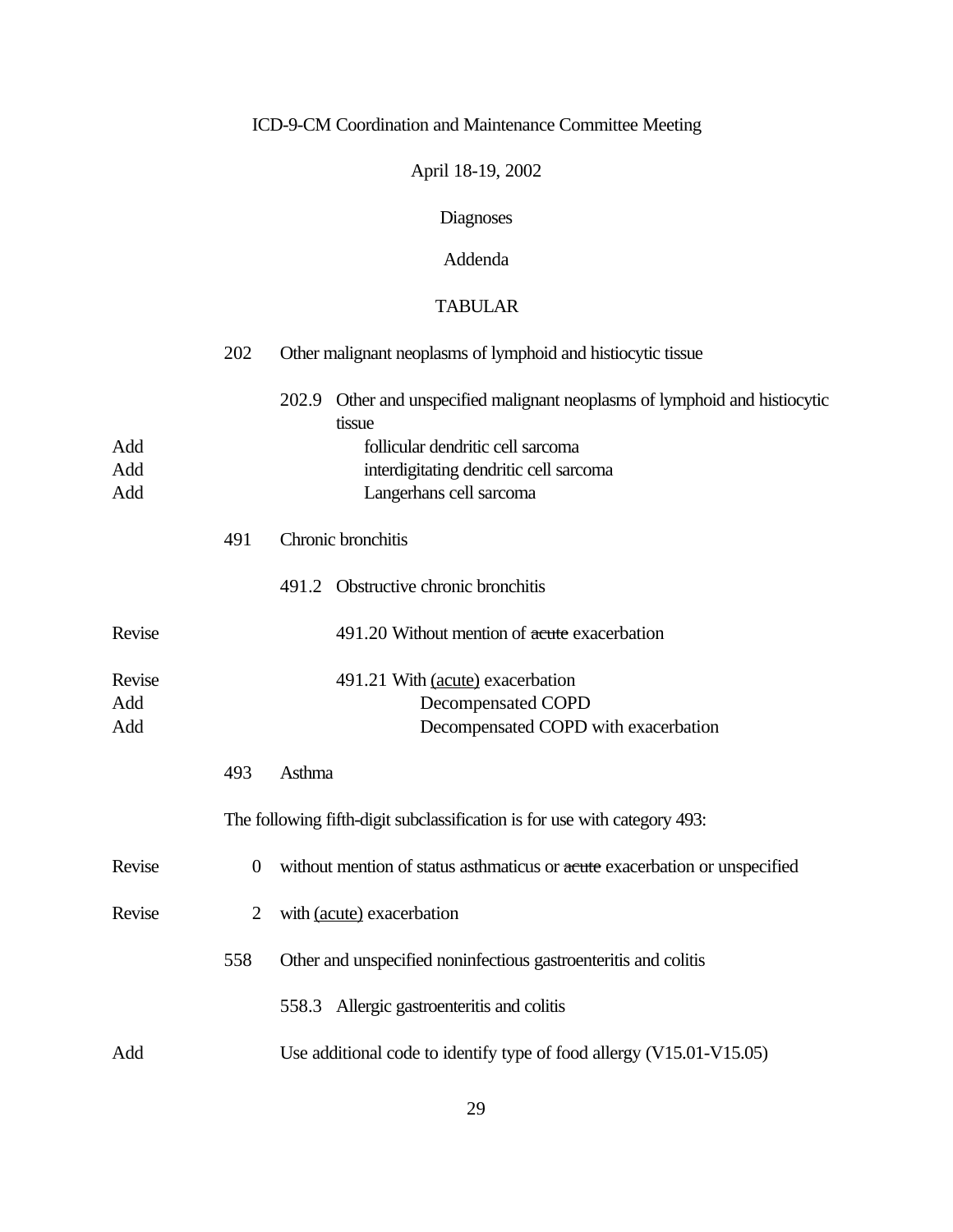ICD-9-CM Coordination and Maintenance Committee Meeting

April 18-19, 2002

Diagnoses

Addenda

TABULAR

| | | | |
|---|---|---|---|
| | 202 | Other malignant neoplasms of lymphoid and histiocytic tissue | |
| | | 202.9 | Other and unspecified malignant neoplasms of lymphoid and histiocytic tissue |
| Add | | | follicular dendritic cell sarcoma |
| Add | | | interdigitating dendritic cell sarcoma |
| Add | | | Langerhans cell sarcoma |
| | 491 | Chronic bronchitis | |
| | | 491.2 | Obstructive chronic bronchitis |
| Revise | | | 491.20 Without mention of ~~acute~~ exacerbation |
| Revise | | | 491.21 With <u>(acute)</u> exacerbation |
| Add | | | Decompensated COPD |
| Add | | | Decompensated COPD with exacerbation |
| | 493 | Asthma | |
| | The following fifth-digit subclassification is for use with category 493: | | |
| Revise | 0 | without mention of status asthmaticus or ~~acute~~ exacerbation or unspecified | |
| Revise | 2 | with <u>(acute)</u> exacerbation | |
| | 558 | Other and unspecified noninfectious gastroenteritis and colitis | |
| | | 558.3 | Allergic gastroenteritis and colitis |
| Add | | Use additional code to identify type of food allergy (V15.01-V15.05) | |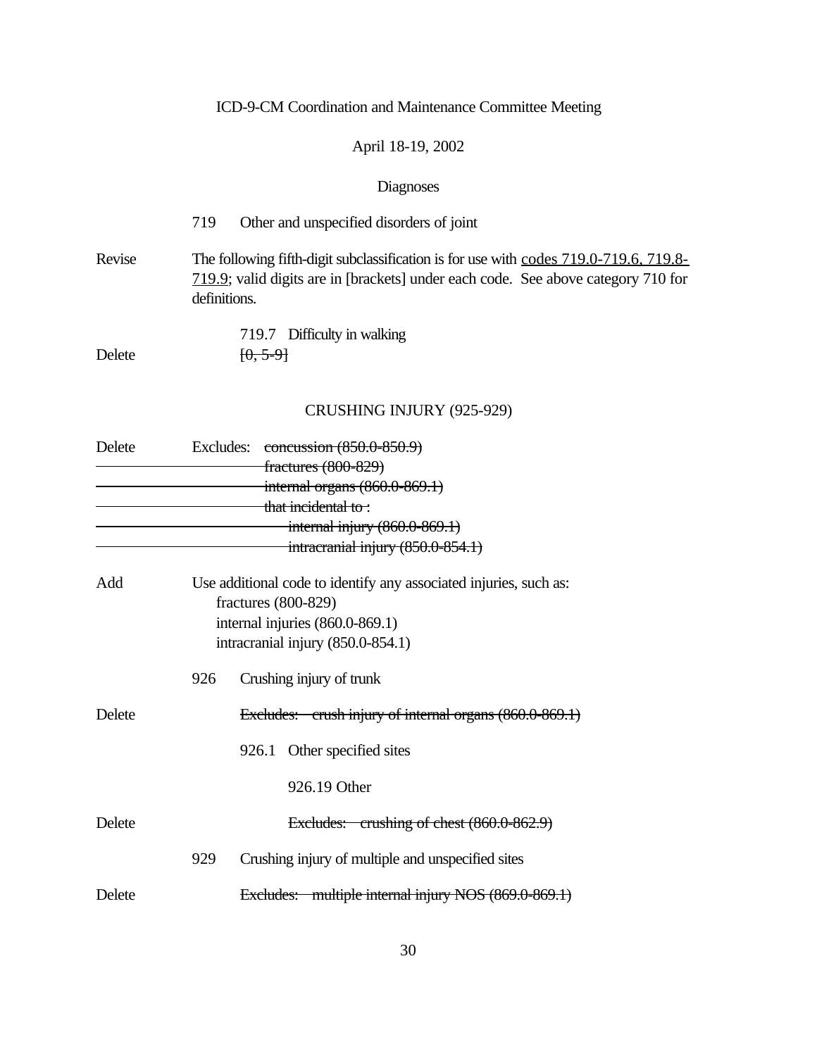ICD-9-CM Coordination and Maintenance Committee Meeting

April 18-19, 2002

Diagnoses

719 Other and unspecified disorders of joint

Revise The following fifth-digit subclassification is for use with <u>codes 719.0-719.6, 719.8-719.9</u>; valid digits are in [brackets] under each code. See above category 710 for definitions.

719.7 Difficulty in walking

Delete ~~[0, 5-9]~~

CRUSHING INJURY (925-929)

Delete Excludes: ~~concussion (850.0-850.9)~~
~~fractures (800-829)~~
~~internal organs (860.0-869.1)~~
~~that incidental to :~~
~~internal injury (860.0-869.1)~~
~~intracranial injury (850.0-854.1)~~

Add Use additional code to identify any associated injuries, such as:
fractures (800-829)
internal injuries (860.0-869.1)
intracranial injury (850.0-854.1)

926 Crushing injury of trunk

Delete ~~Excludes: crush injury of internal organs (860.0-869.1)~~

926.1 Other specified sites

926.19 Other

Delete ~~Excludes: crushing of chest (860.0-862.9)~~

929 Crushing injury of multiple and unspecified sites

Delete ~~Excludes: multiple internal injury NOS (869.0-869.1)~~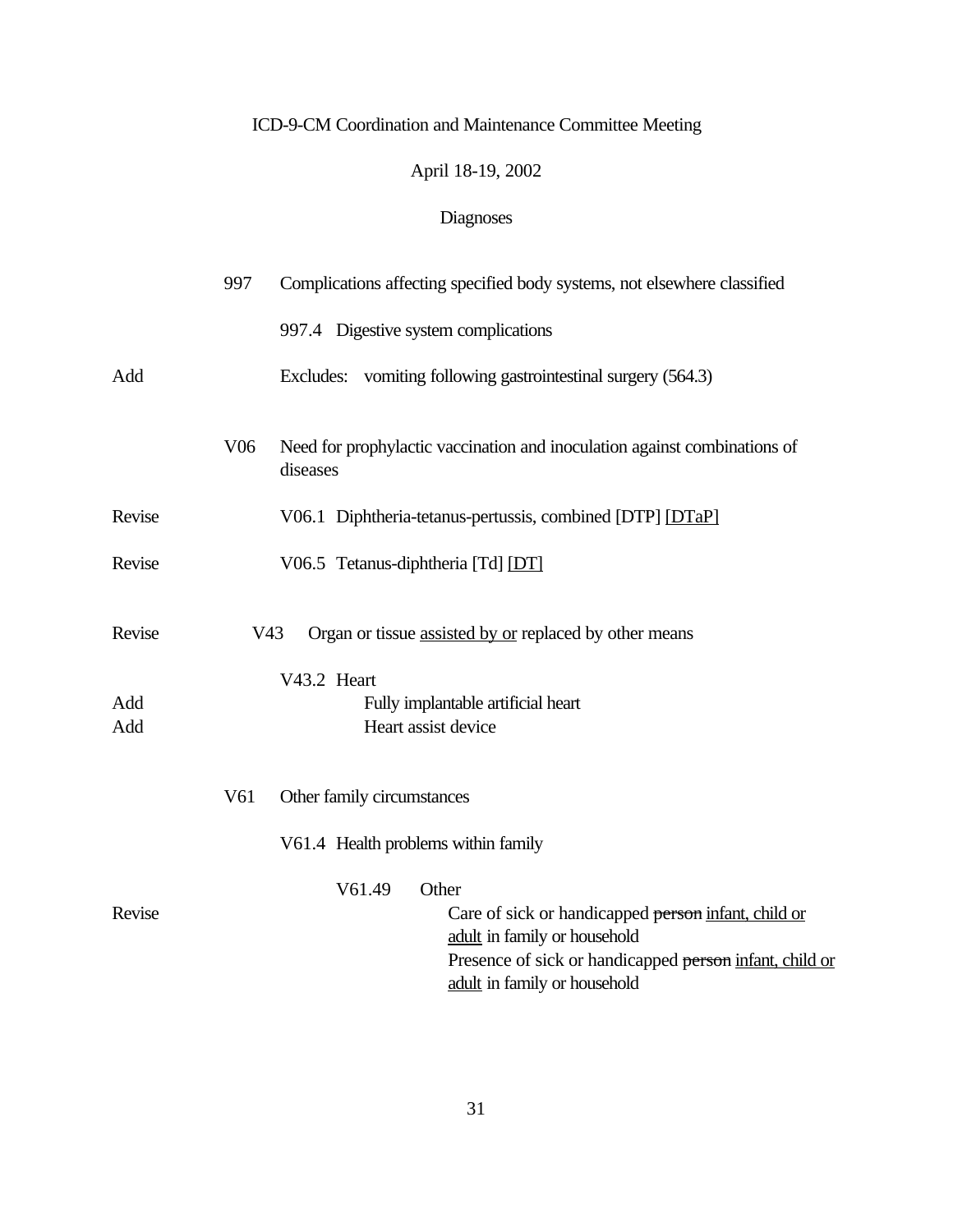ICD-9-CM Coordination and Maintenance Committee Meeting

April 18-19, 2002

Diagnoses

| | | |
|---|---|---|
| | 997 | Complications affecting specified body systems, not elsewhere classified |
| | | 997.4 Digestive system complications |
| Add | | Excludes: vomiting following gastrointestinal surgery (564.3) |
| | V06 | Need for prophylactic vaccination and inoculation against combinations of diseases |
| Revise | | V06.1 Diphtheria-tetanus-pertussis, combined [DTP] <u>[DTaP]</u> |
| Revise | | V06.5 Tetanus-diphtheria [Td] <u>[DT]</u> |
| Revise | V43 | Organ or tissue <u>assisted by or</u> replaced by other means |
| | | V43.2 Heart |
| Add | | Fully implantable artificial heart |
| Add | | Heart assist device |
| | V61 | Other family circumstances |
| | | V61.4 Health problems within family |
| | | V61.49 Other |
| Revise | | Care of sick or handicapped ~~person~~ <u>infant, child or adult</u> in family or household |
| | | Presence of sick or handicapped ~~person~~ <u>infant, child or adult</u> in family or household |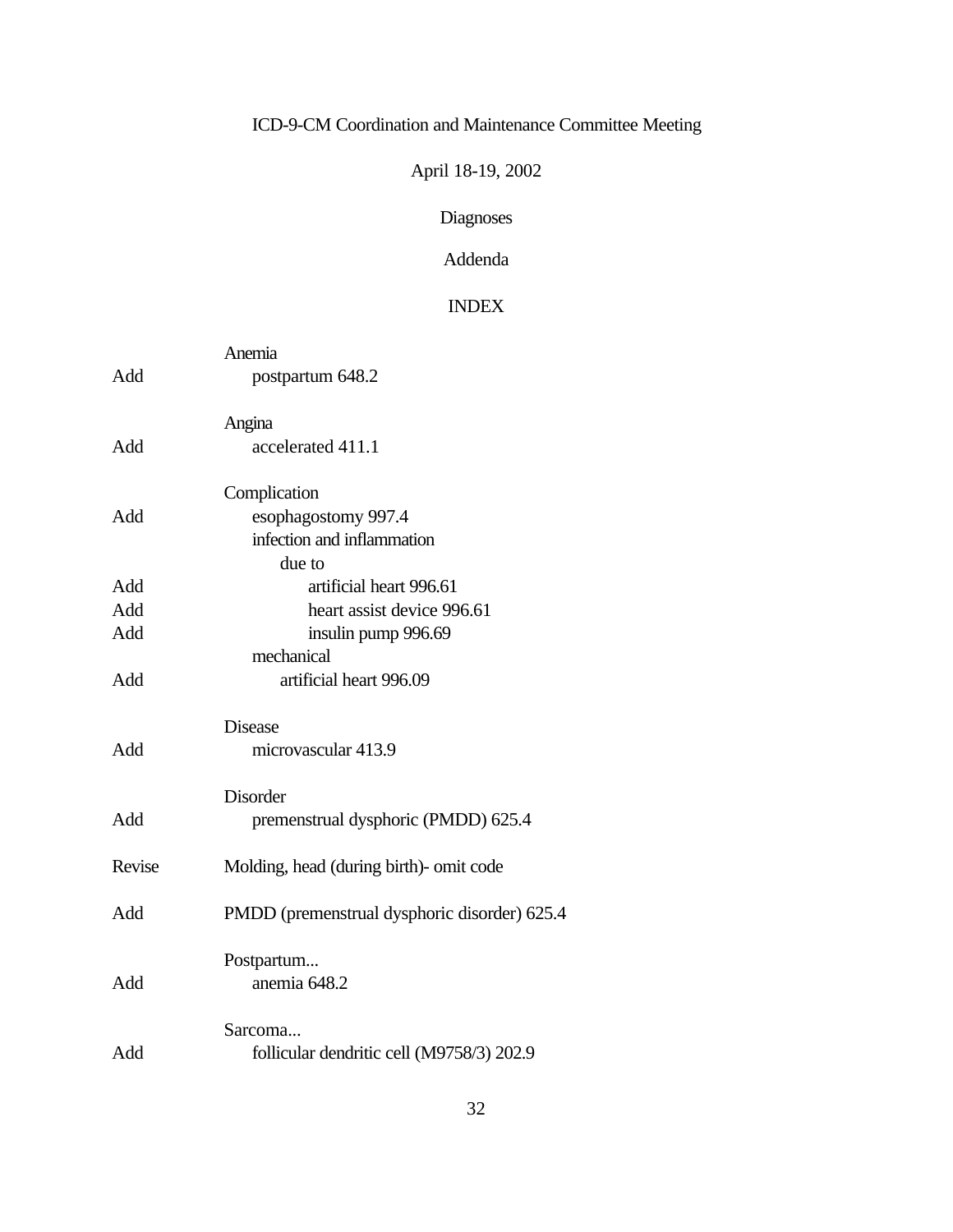ICD-9-CM Coordination and Maintenance Committee Meeting

April 18-19, 2002

Diagnoses

Addenda

INDEX

| | |
|---|---|
| | Anemia |
| Add | postpartum 648.2 |
| | |
| | Angina |
| Add | accelerated 411.1 |
| | |
| | Complication |
| Add | esophagostomy 997.4 |
| | infection and inflammation |
| | due to |
| Add | artificial heart 996.61 |
| Add | heart assist device 996.61 |
| Add | insulin pump 996.69 |
| | mechanical |
| Add | artificial heart 996.09 |
| | |
| | Disease |
| Add | microvascular 413.9 |
| | |
| | Disorder |
| Add | premenstrual dysphoric (PMDD) 625.4 |
| | |
| Revise | Molding, head (during birth)- omit code |
| | |
| Add | PMDD (premenstrual dysphoric disorder) 625.4 |
| | |
| | Postpartum... |
| Add | anemia 648.2 |
| | |
| | Sarcoma... |
| Add | follicular dendritic cell (M9758/3) 202.9 |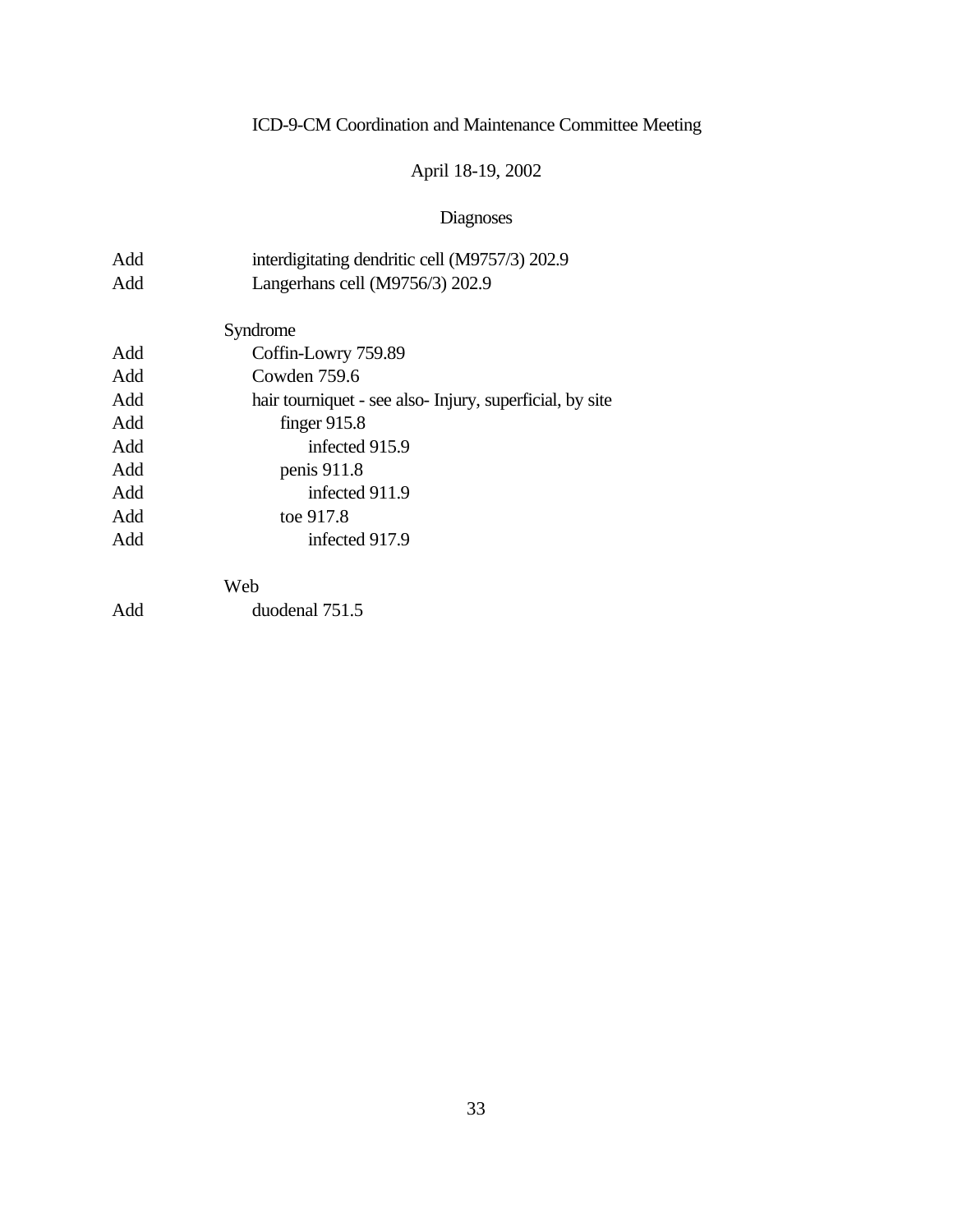ICD-9-CM Coordination and Maintenance Committee Meeting

April 18-19, 2002

Diagnoses

| | |
|---|---|
| Add | interdigitating dendritic cell (M9757/3) 202.9 |
| Add | Langerhans cell (M9756/3) 202.9 |
| | Syndrome |
| Add | Coffin-Lowry 759.89 |
| Add | Cowden 759.6 |
| Add | hair tourniquet - see also- Injury, superficial, by site |
| Add | finger 915.8 |
| Add | infected 915.9 |
| Add | penis 911.8 |
| Add | infected 911.9 |
| Add | toe 917.8 |
| Add | infected 917.9 |
| | Web |
| Add | duodenal 751.5 |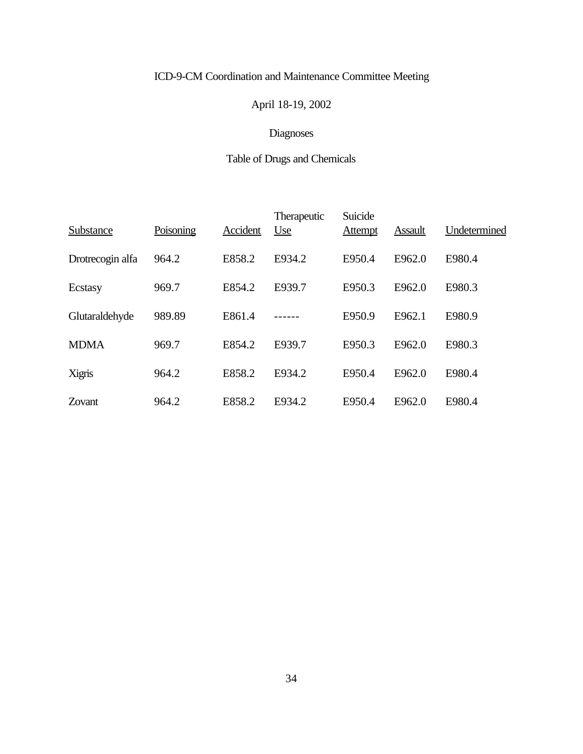ICD-9-CM Coordination and Maintenance Committee Meeting

April 18-19, 2002

Diagnoses

Table of Drugs and Chemicals

| Substance | Poisoning | Accident | Therapeutic Use | Suicide Attempt | Assault | Undetermined |
|---|---|---|---|---|---|---|
| Drotrecogin alfa | 964.2 | E858.2 | E934.2 | E950.4 | E962.0 | E980.4 |
| Ecstasy | 969.7 | E854.2 | E939.7 | E950.3 | E962.0 | E980.3 |
| Glutaraldehyde | 989.89 | E861.4 | ------ | E950.9 | E962.1 | E980.9 |
| MDMA | 969.7 | E854.2 | E939.7 | E950.3 | E962.0 | E980.3 |
| Xigris | 964.2 | E858.2 | E934.2 | E950.4 | E962.0 | E980.4 |
| Zovant | 964.2 | E858.2 | E934.2 | E950.4 | E962.0 | E980.4 |